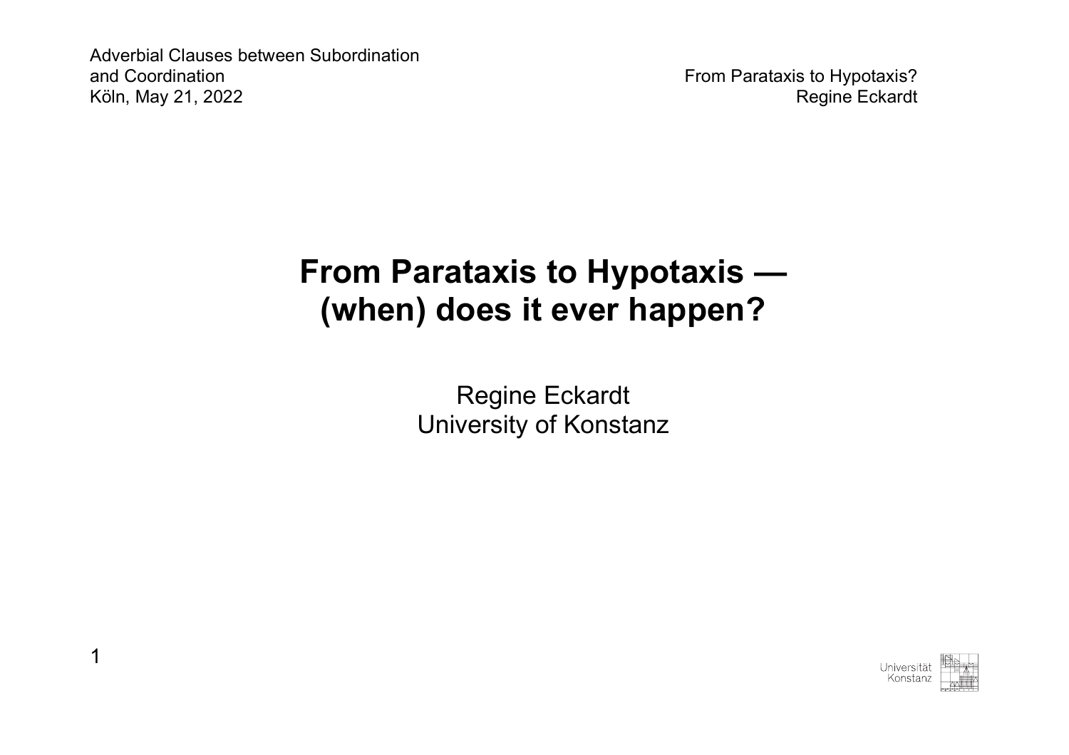Adverbial Clauses between Subordination and Coordination
Köln, May 21, 2022

# From Parataxis to Hypotaxis — (when) does it ever happen?

Regine Eckardt
University of Konstanz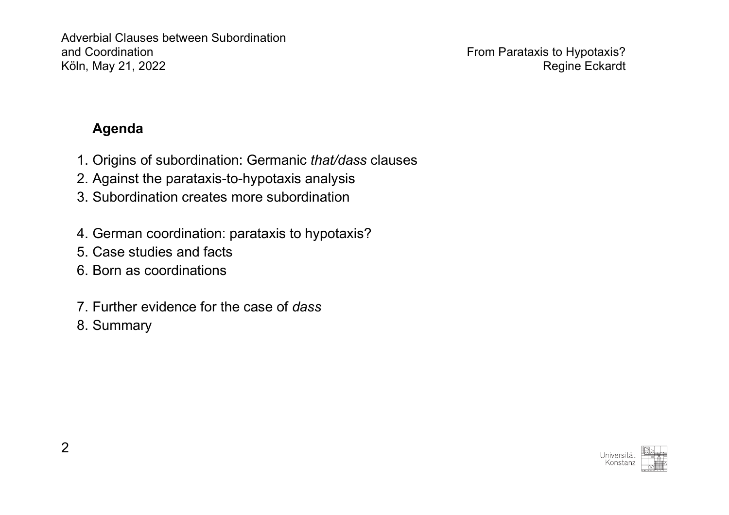## Agenda

1. Origins of subordination: Germanic *that/dass* clauses
2. Against the parataxis-to-hypotaxis analysis
3. Subordination creates more subordination

4. German coordination: parataxis to hypotaxis?
5. Case studies and facts
6. Born as coordinations

7. Further evidence for the case of *dass*
8. Summary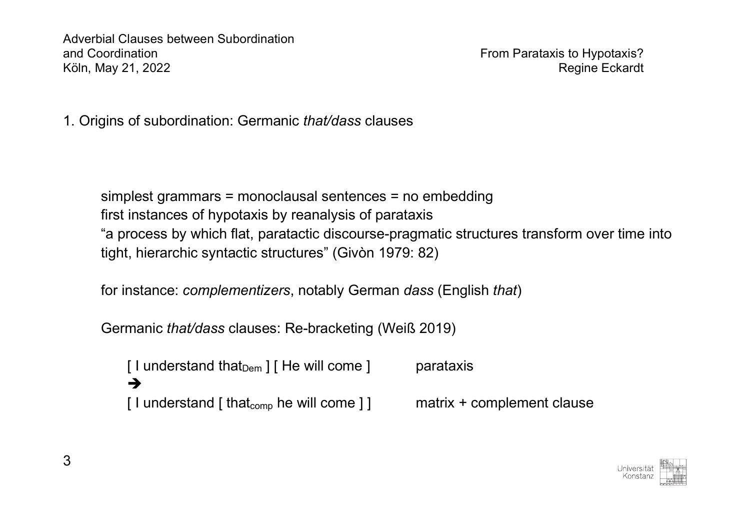## 1. Origins of subordination: Germanic *that/dass* clauses

simplest grammars = monoclausal sentences = no embedding
first instances of hypotaxis by reanalysis of parataxis
"a process by which flat, paratactic discourse-pragmatic structures transform over time into tight, hierarchic syntactic structures" (Givòn 1979: 82)

for instance: *complementizers*, notably German *dass* (English *that*)

Germanic *that/dass* clauses: Re-bracketing (Weiß 2019)

| | |
|---|---|
| [ I understand that$_{Dem}$ ] [ He will come ] | parataxis |
| ➔ | |
| [ I understand [ that$_{comp}$ he will come ] ] | matrix + complement clause |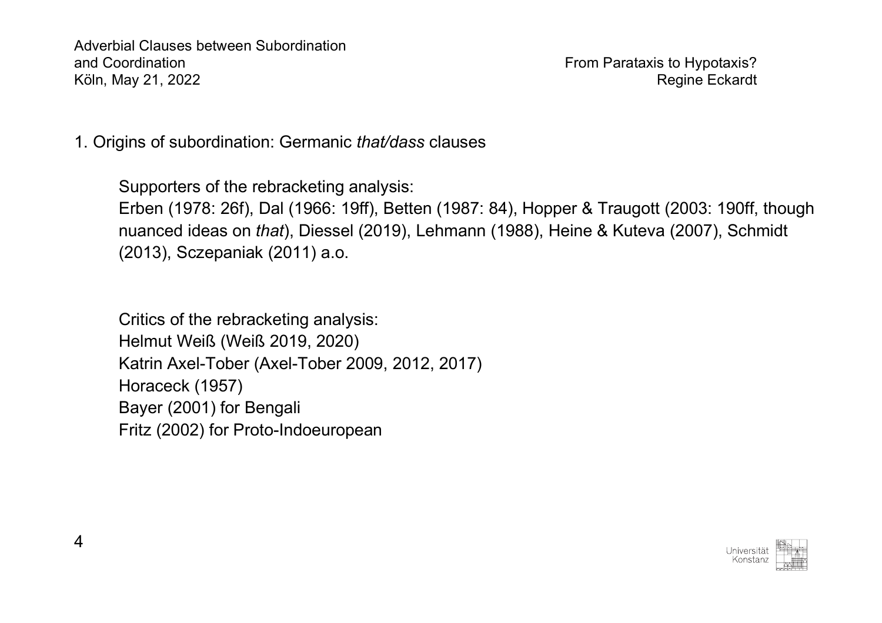## 1. Origins of subordination: Germanic *that/dass* clauses

Supporters of the rebracketing analysis:
Erben (1978: 26f), Dal (1966: 19ff), Betten (1987: 84), Hopper & Traugott (2003: 190ff, though nuanced ideas on *that*), Diessel (2019), Lehmann (1988), Heine & Kuteva (2007), Schmidt (2013), Sczepaniak (2011) a.o.

Critics of the rebracketing analysis:
Helmut Weiß (Weiß 2019, 2020)
Katrin Axel-Tober (Axel-Tober 2009, 2012, 2017)
Horaceck (1957)
Bayer (2001) for Bengali
Fritz (2002) for Proto-Indoeuropean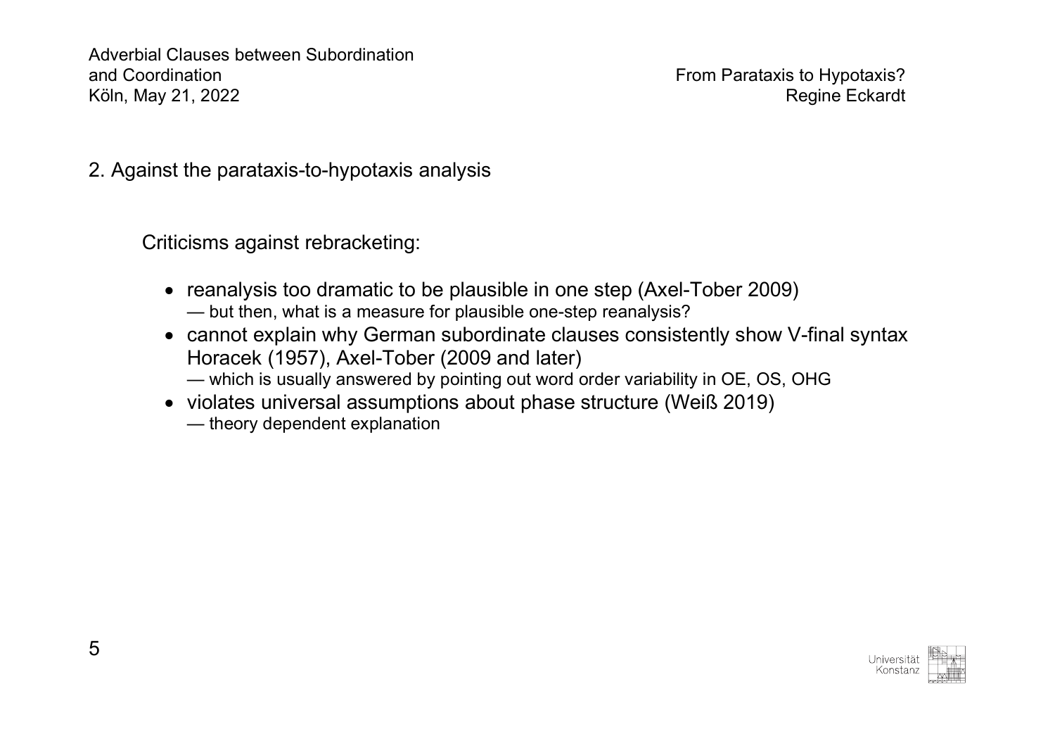## 2. Against the parataxis-to-hypotaxis analysis

Criticisms against rebracketing:

- reanalysis too dramatic to be plausible in one step (Axel-Tober 2009)
  — but then, what is a measure for plausible one-step reanalysis?
- cannot explain why German subordinate clauses consistently show V-final syntax Horacek (1957), Axel-Tober (2009 and later)
  — which is usually answered by pointing out word order variability in OE, OS, OHG
- violates universal assumptions about phase structure (Weiß 2019)
  — theory dependent explanation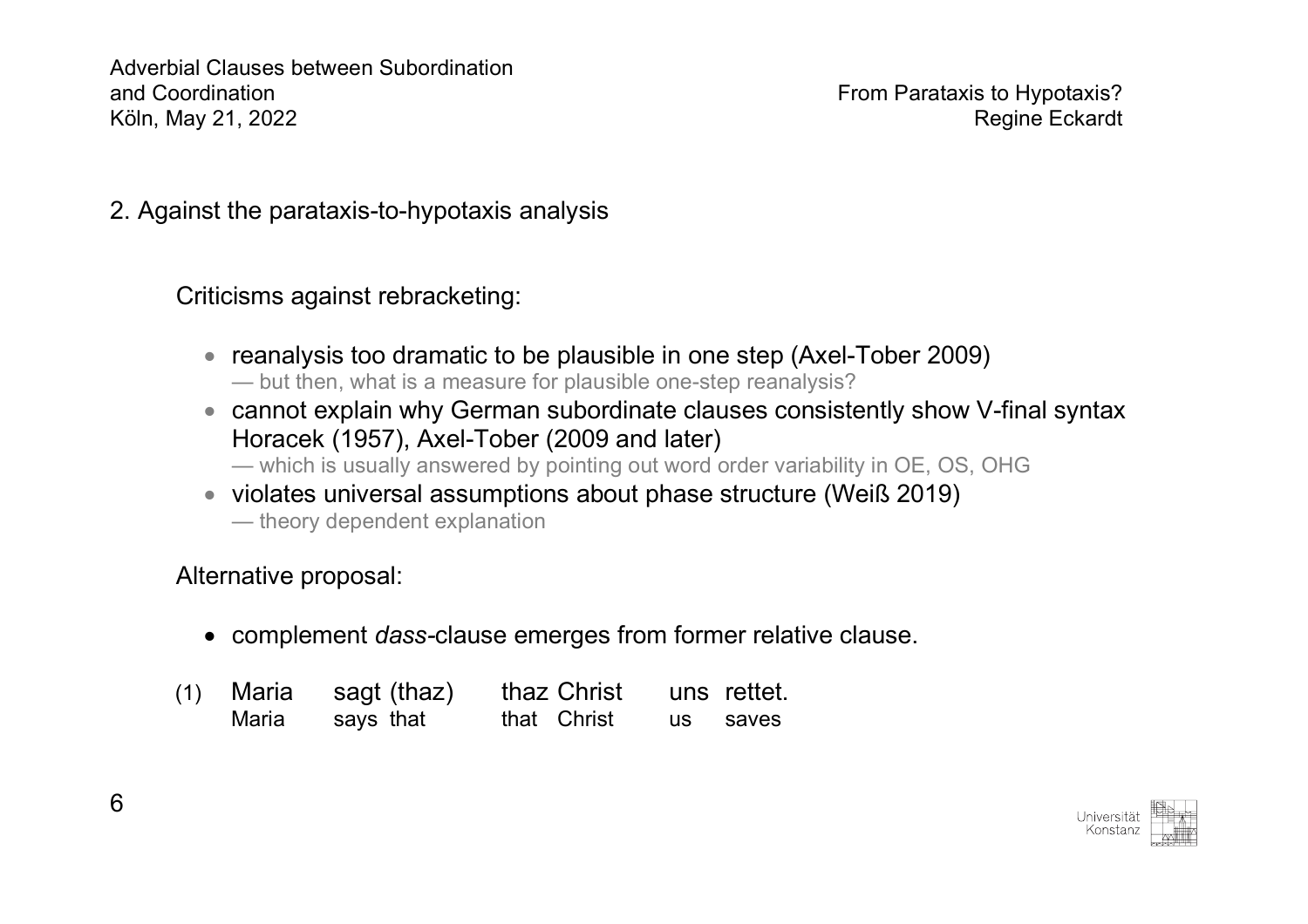## 2. Against the parataxis-to-hypotaxis analysis

Criticisms against rebracketing:

- reanalysis too dramatic to be plausible in one step (Axel-Tober 2009)
  — but then, what is a measure for plausible one-step reanalysis?
- cannot explain why German subordinate clauses consistently show V-final syntax Horacek (1957), Axel-Tober (2009 and later)
  — which is usually answered by pointing out word order variability in OE, OS, OHG
- violates universal assumptions about phase structure (Weiß 2019)
  — theory dependent explanation

Alternative proposal:

- complement *dass*-clause emerges from former relative clause.

(1) Maria sagt (thaz) thaz Christ uns rettet.
    Maria says that that Christ us saves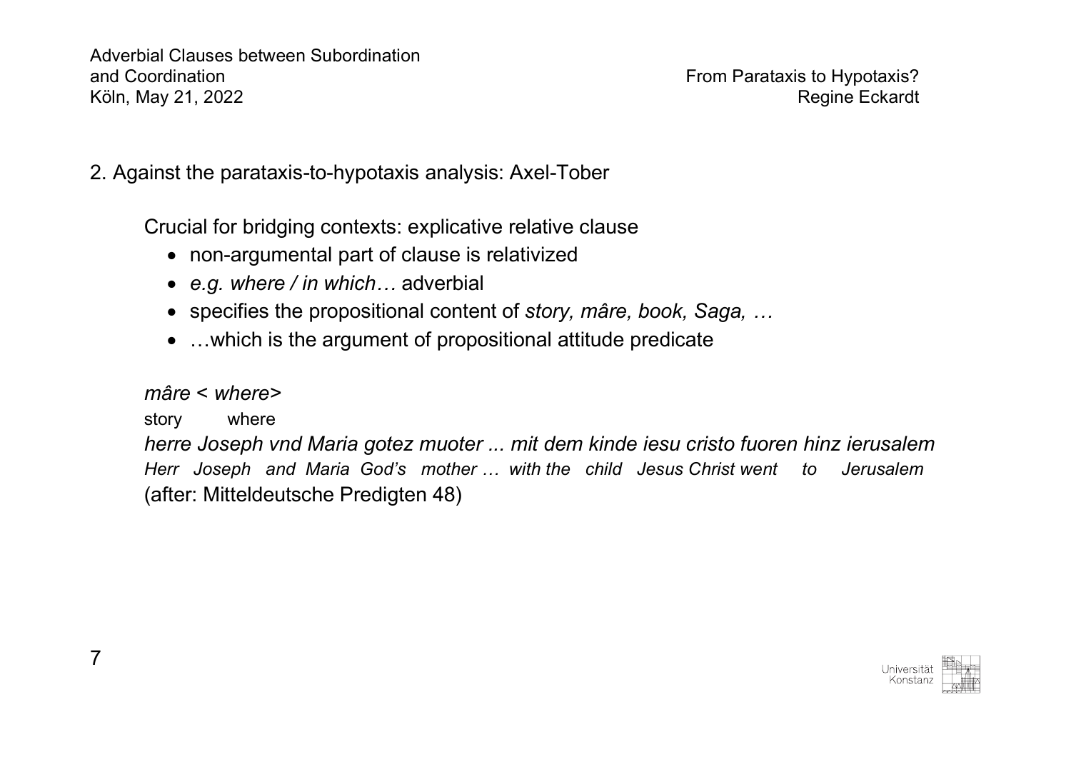## 2. Against the parataxis-to-hypotaxis analysis: Axel-Tober

Crucial for bridging contexts: explicative relative clause

- non-argumental part of clause is relativized
- *e.g. where / in which…* adverbial
- specifies the propositional content of *story, mâre, book, Saga, …*
- …which is the argument of propositional attitude predicate

*mâre < where>*

story where

*herre Joseph vnd Maria gotez muoter ... mit dem kinde iesu cristo fuoren hinz ierusalem*

*Herr Joseph and Maria God's mother … with the child Jesus Christ went to Jerusalem*

(after: Mitteldeutsche Predigten 48)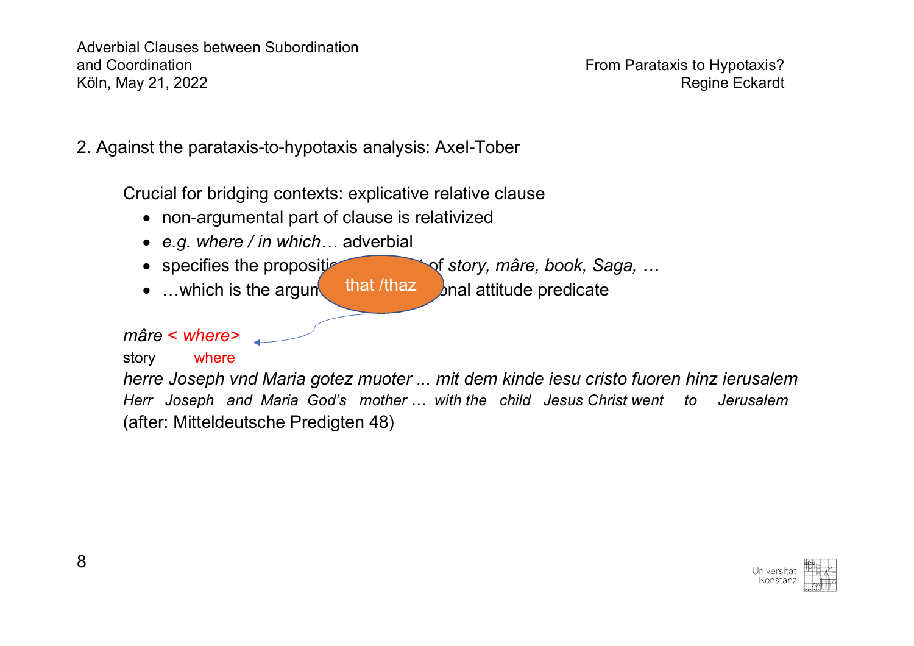## 2. Against the parataxis-to-hypotaxis analysis: Axel-Tober

Crucial for bridging contexts: explicative relative clause

- non-argumental part of clause is relativized
- *e.g. where / in which…* adverbial
- specifies the propositi[…] of *story, mâre, book, Saga, …*
- …which is the argum[…]onal attitude predicate

that /thaz

*mâre < where>*
story where
*herre Joseph vnd Maria gotez muoter ... mit dem kinde iesu cristo fuoren hinz ierusalem*
*Herr Joseph and Maria God's mother … with the child Jesus Christ went to Jerusalem*
(after: Mitteldeutsche Predigten 48)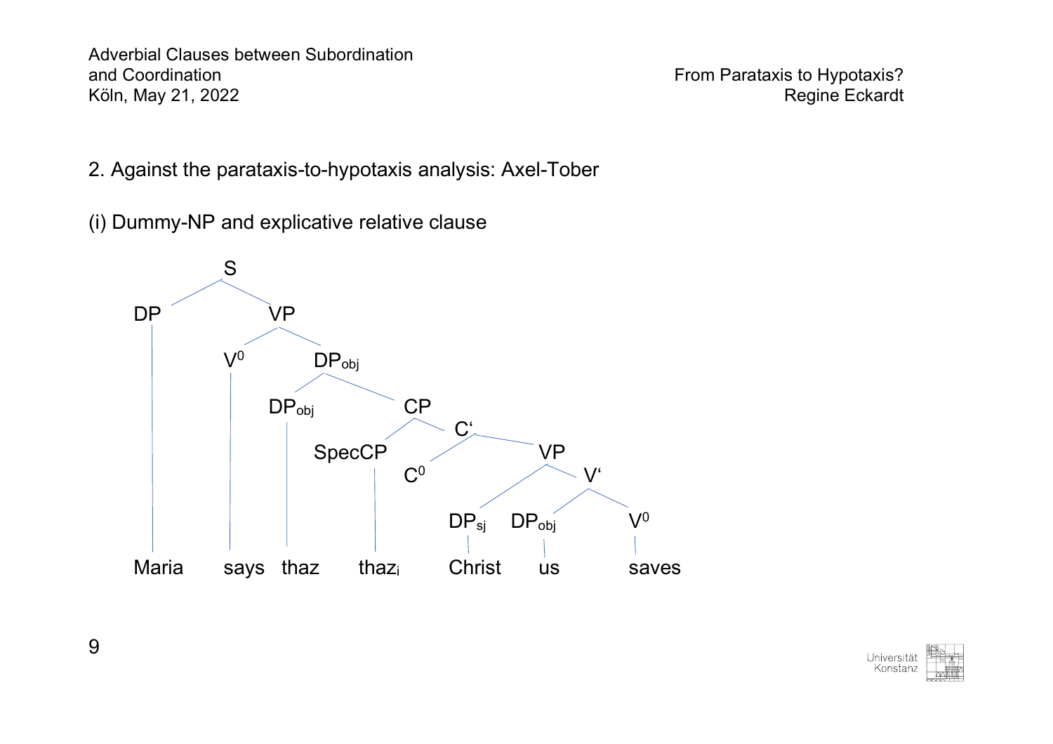## 2. Against the parataxis-to-hypotaxis analysis: Axel-Tober

(i) Dummy-NP and explicative relative clause

```
S
├── DP
│   └── Maria
└── VP
    ├── V0
    │   └── says
    └── DPobj
        ├── DPobj
        │   └── thaz
        └── CP
            ├── SpecCP
            │   └── thaz_i
            └── C'
                ├── C0
                └── VP
                    ├── DPsj
                    │   └── Christ
                    └── V'
                        ├── DPobj
                        │   └── us
                        └── V0
                            └── saves
```

Maria says thaz thaz$_i$ Christ us saves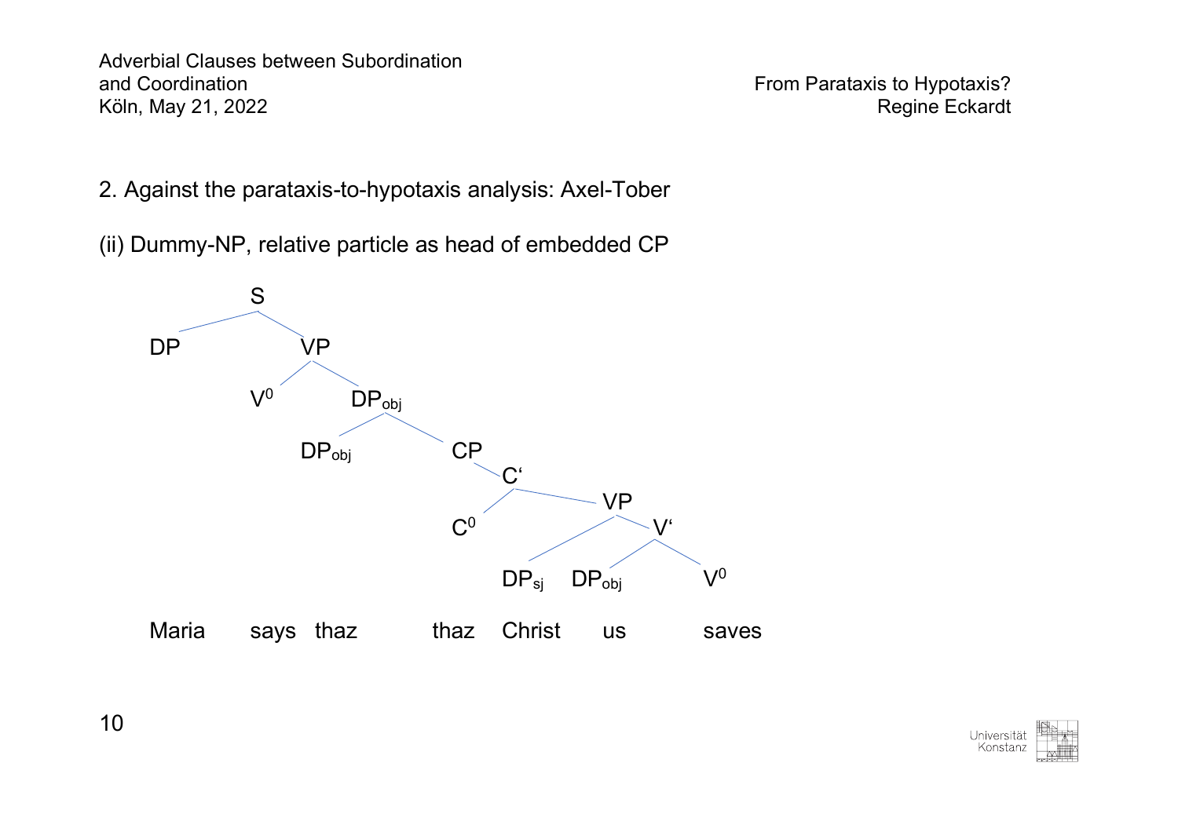## 2. Against the parataxis-to-hypotaxis analysis: Axel-Tober

(ii) Dummy-NP, relative particle as head of embedded CP

```
S
├── DP                                   Maria
└── VP
    ├── V0                               says
    └── DPobj
        ├── DPobj                        thaz
        └── CP
            └── C'
                ├── C0                   thaz
                └── VP
                    ├── DPsj             Christ
                    └── V'
                        ├── DPobj        us
                        └── V0           saves
```

Maria says thaz thaz Christ us saves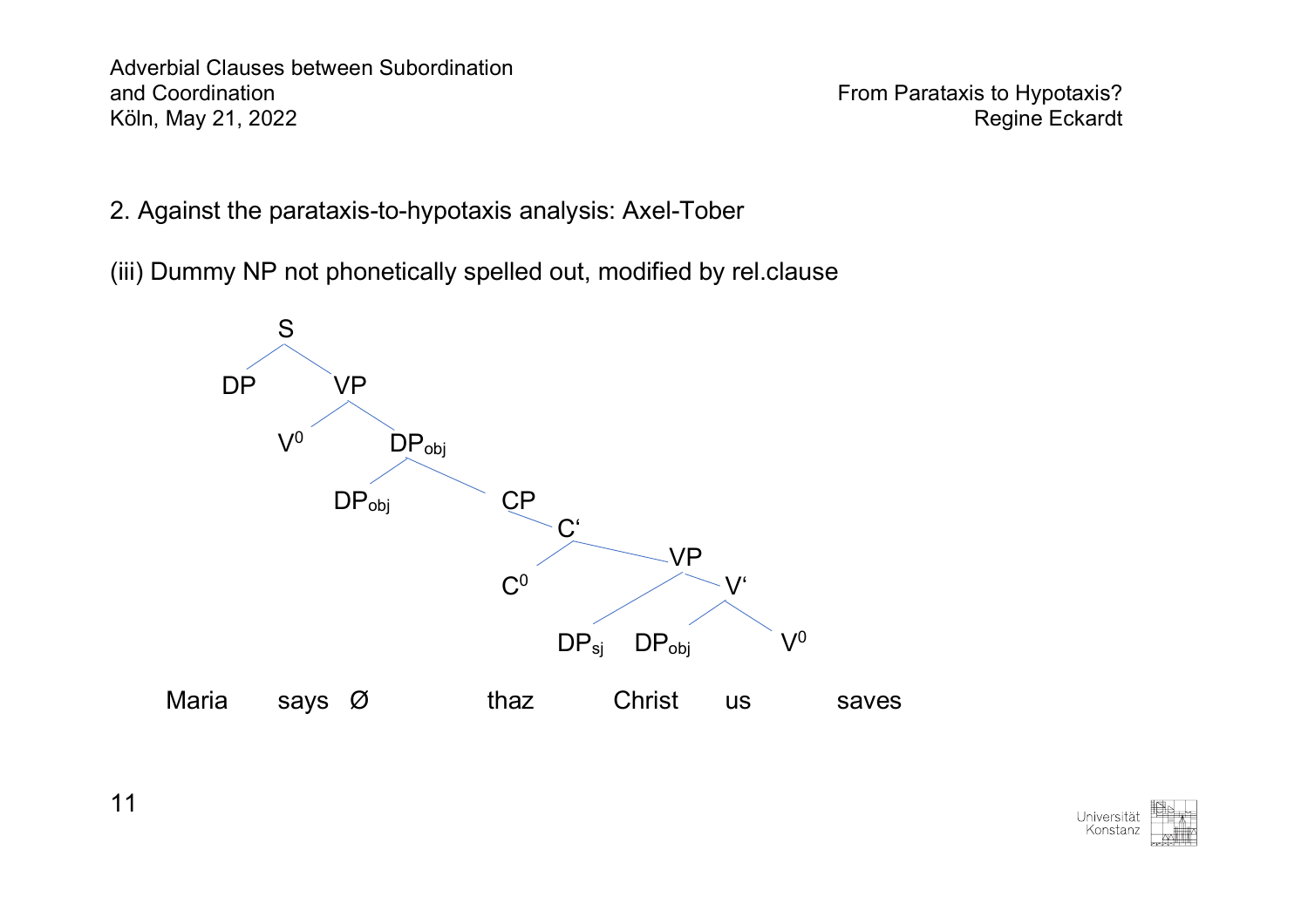2. Against the parataxis-to-hypotaxis analysis: Axel-Tober

(iii) Dummy NP not phonetically spelled out, modified by rel.clause

```
S
├── DP                                   Maria
└── VP
    ├── V0                               says
    └── DPobj
        ├── DPobj                        Ø
        └── CP
            └── C'
                ├── C0                   thaz
                └── VP
                    ├── DPsj             Christ
                    └── V'
                        ├── DPobj        us
                        └── V0           saves
```

Maria says Ø thaz Christ us saves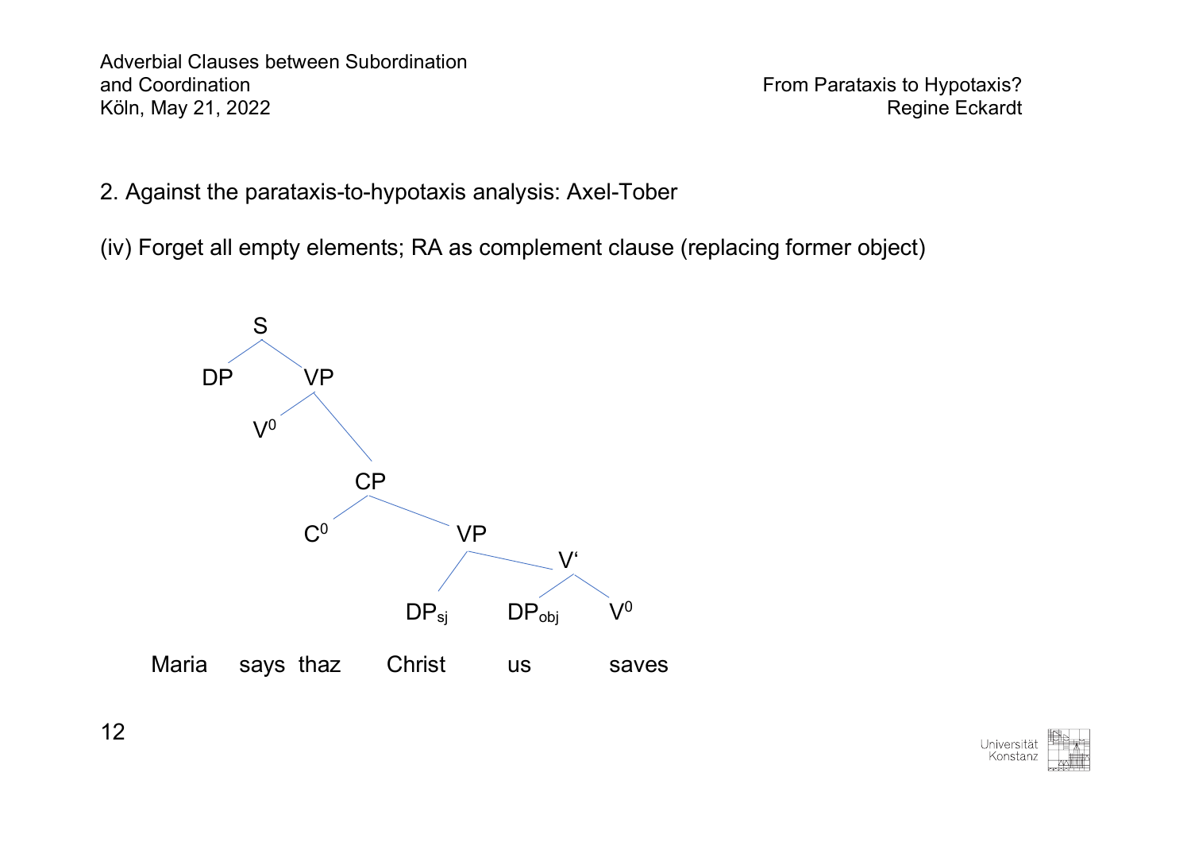## 2. Against the parataxis-to-hypotaxis analysis: Axel-Tober

(iv) Forget all empty elements; RA as complement clause (replacing former object)

```
S
├── DP
└── VP
    ├── V⁰
    └── CP
        ├── C⁰
        └── VP
            ├── DP_sj
            └── V'
                ├── DP_obj
                └── V⁰

Maria   says  thaz   Christ   us   saves
```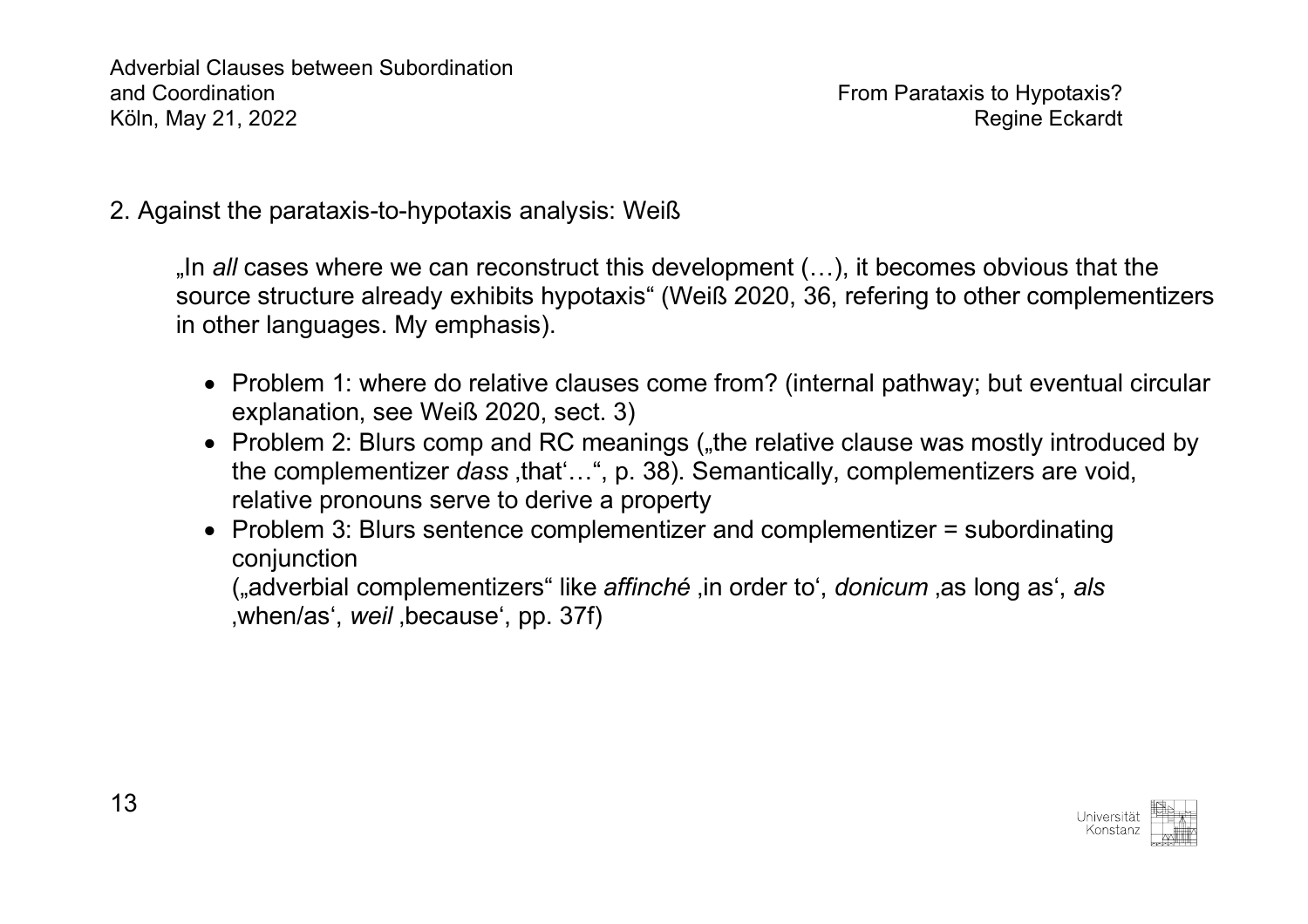## 2. Against the parataxis-to-hypotaxis analysis: Weiß

„In *all* cases where we can reconstruct this development (…), it becomes obvious that the source structure already exhibits hypotaxis“ (Weiß 2020, 36, refering to other complementizers in other languages. My emphasis).

- Problem 1: where do relative clauses come from? (internal pathway; but eventual circular explanation, see Weiß 2020, sect. 3)
- Problem 2: Blurs comp and RC meanings („the relative clause was mostly introduced by the complementizer *dass* ‚that‘…“, p. 38). Semantically, complementizers are void, relative pronouns serve to derive a property
- Problem 3: Blurs sentence complementizer and complementizer = subordinating conjunction
  („adverbial complementizers“ like *affinché* ‚in order to‘, *donicum* ‚as long as‘, *als* ‚when/as‘, *weil* ‚because‘, pp. 37f)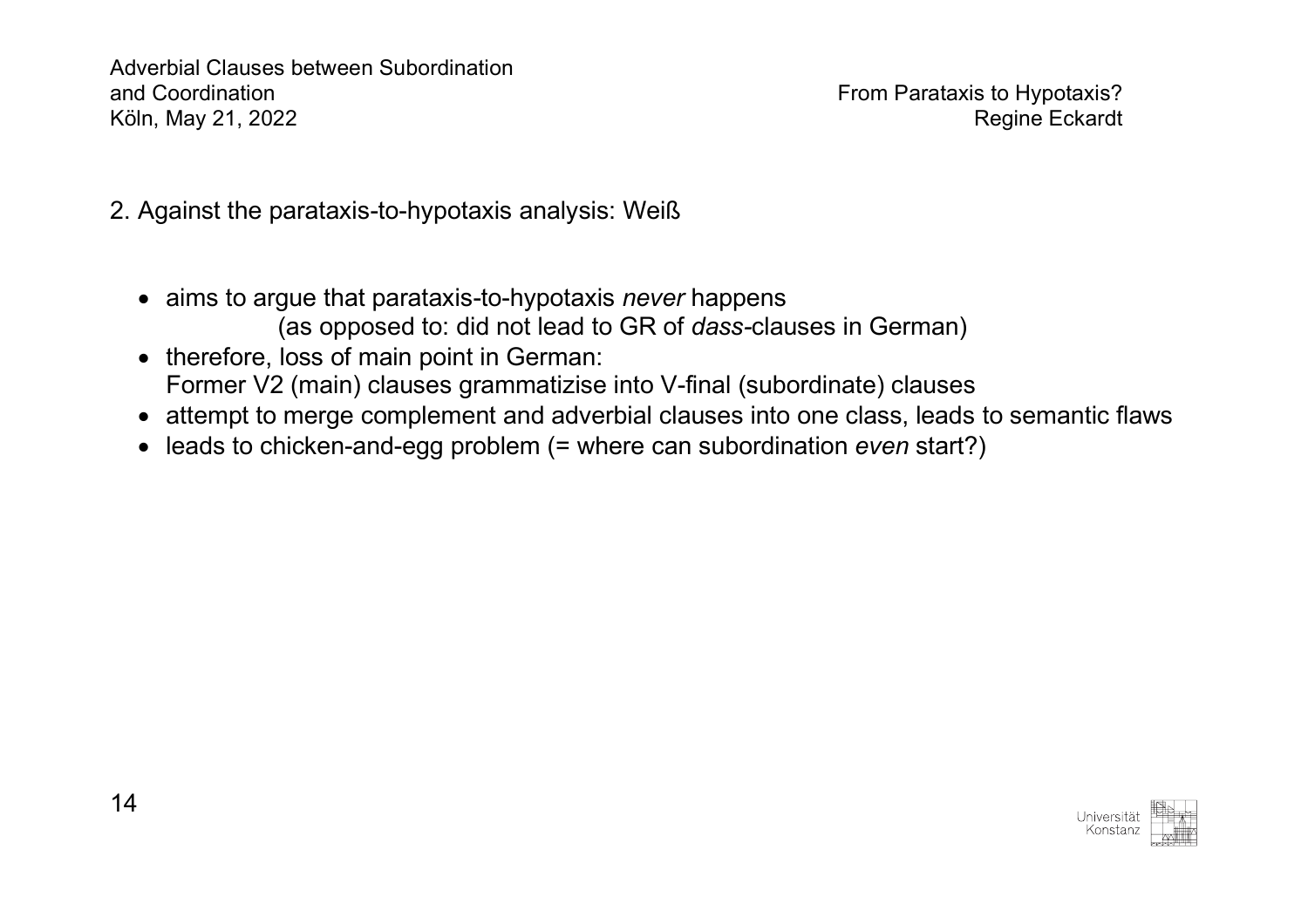## 2. Against the parataxis-to-hypotaxis analysis: Weiß

- aims to argue that parataxis-to-hypotaxis *never* happens
  (as opposed to: did not lead to GR of *dass*-clauses in German)
- therefore, loss of main point in German:
  Former V2 (main) clauses grammatizise into V-final (subordinate) clauses
- attempt to merge complement and adverbial clauses into one class, leads to semantic flaws
- leads to chicken-and-egg problem (= where can subordination *even* start?)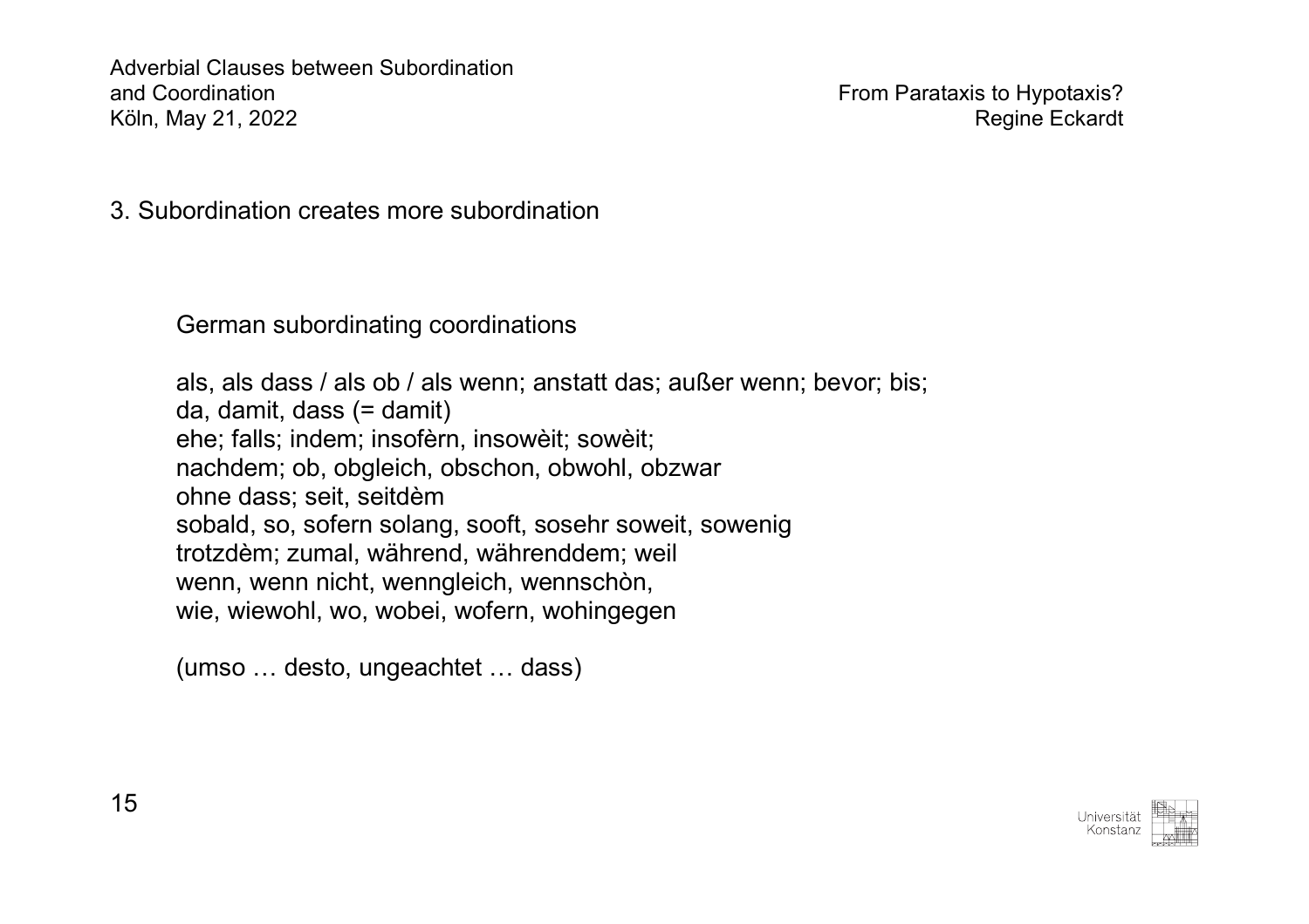## 3. Subordination creates more subordination

German subordinating coordinations

als, als dass / als ob / als wenn; anstatt das; außer wenn; bevor; bis;
da, damit, dass (= damit)
ehe; falls; indem; insofèrn, insowèit; sowèit;
nachdem; ob, obgleich, obschon, obwohl, obzwar
ohne dass; seit, seitdèm
sobald, so, sofern solang, sooft, sosehr soweit, sowenig
trotzdèm; zumal, während, währenddem; weil
wenn, wenn nicht, wenngleich, wennschòn,
wie, wiewohl, wo, wobei, wofern, wohingegen

(umso … desto, ungeachtet … dass)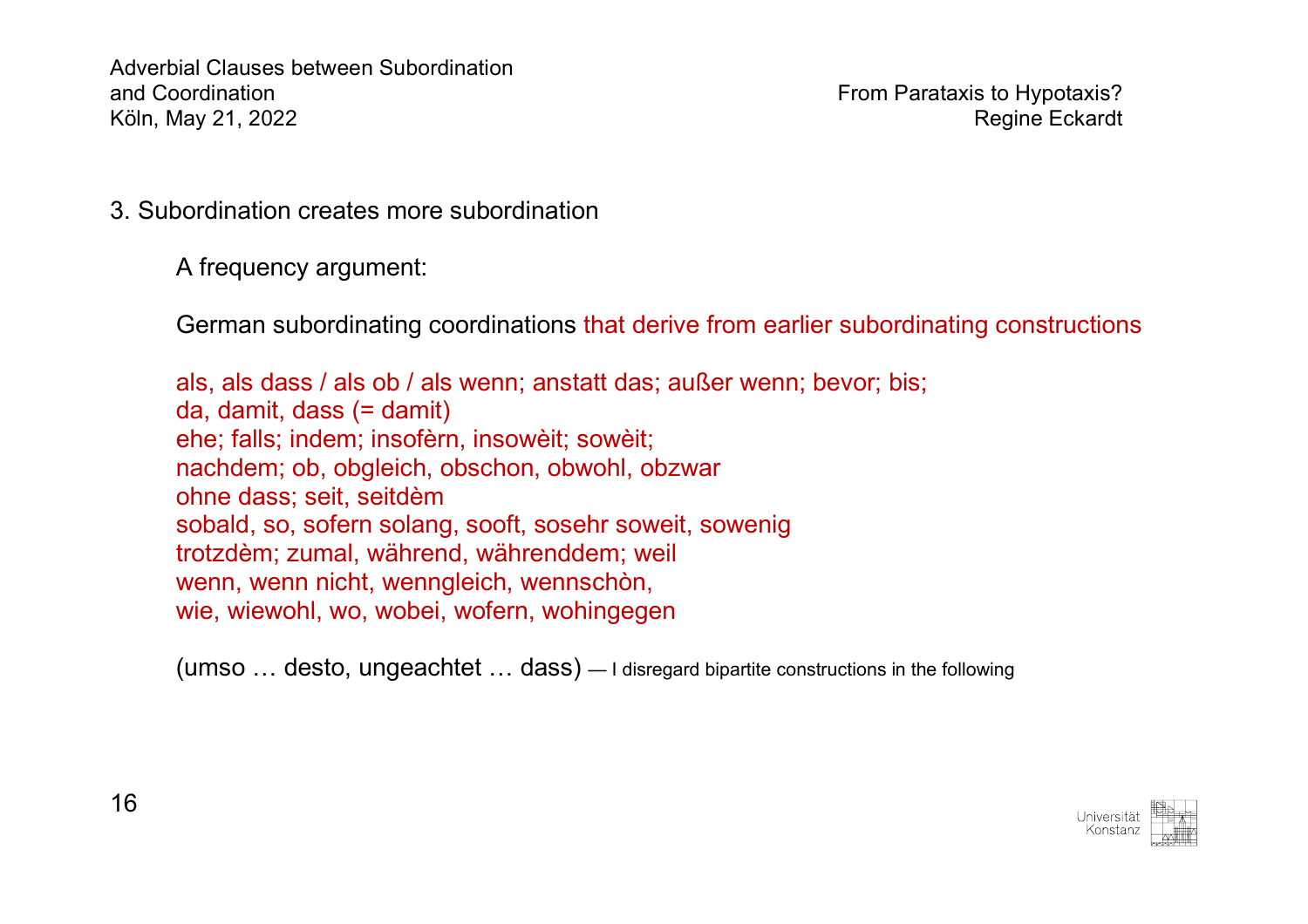## 3. Subordination creates more subordination

A frequency argument:

German subordinating coordinations that derive from earlier subordinating constructions

als, als dass / als ob / als wenn; anstatt das; außer wenn; bevor; bis;
da, damit, dass (= damit)
ehe; falls; indem; insofèrn, insowèit; sowèit;
nachdem; ob, obgleich, obschon, obwohl, obzwar
ohne dass; seit, seitdèm
sobald, so, sofern solang, sooft, sosehr soweit, sowenig
trotzdèm; zumal, während, währenddem; weil
wenn, wenn nicht, wenngleich, wennschòn,
wie, wiewohl, wo, wobei, wofern, wohingegen

(umso … desto, ungeachtet … dass) — I disregard bipartite constructions in the following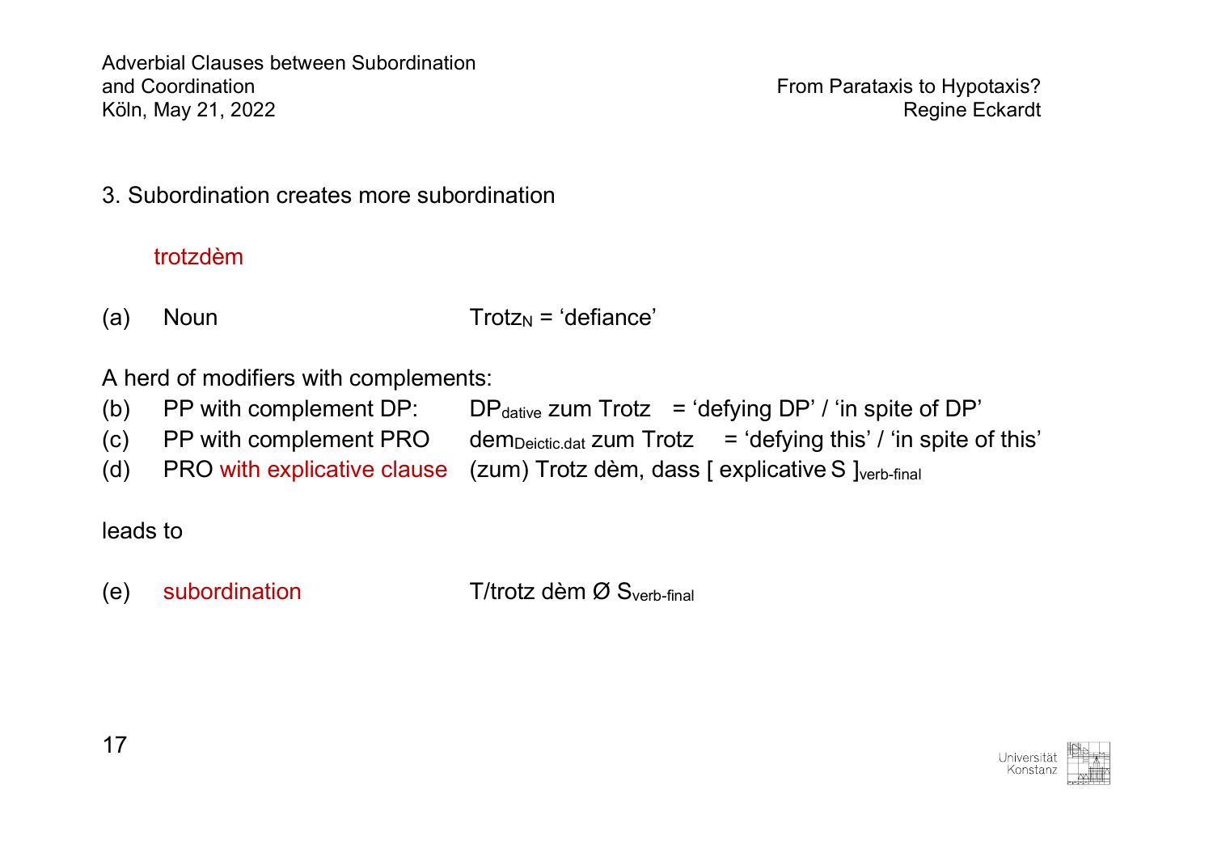## 3. Subordination creates more subordination

trotzdèm

(a) Noun $\quad$ Trotz$_N$ = 'defiance'

A herd of modifiers with complements:

(b) PP with complement DP: $\quad$ DP$_{dative}$ zum Trotz = 'defying DP' / 'in spite of DP'

(c) PP with complement PRO $\quad$ dem$_{Deictic.dat}$ zum Trotz = 'defying this' / 'in spite of this'

(d) PRO with explicative clause $\quad$ (zum) Trotz dèm, dass [ explicative S ]$_{verb-final}$

leads to

(e) subordination $\quad$ T/trotz dèm Ø S$_{verb-final}$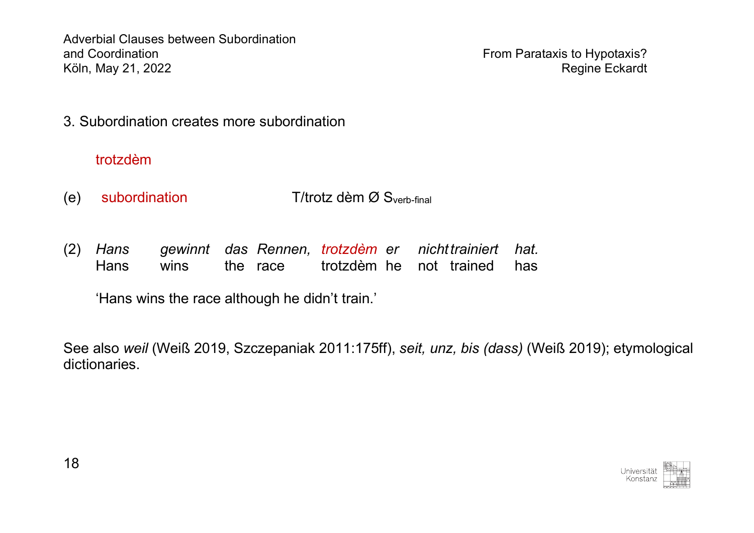## 3. Subordination creates more subordination

trotzdèm

(e) subordination T/trotz dèm Ø $S_{verb\text{-}final}$

(2) *Hans gewinnt das Rennen, trotzdèm er nicht trainiert hat.*
Hans wins the race trotzdèm he not trained has

‘Hans wins the race although he didn’t train.’

See also *weil* (Weiß 2019, Szczepaniak 2011:175ff), *seit, unz, bis (dass)* (Weiß 2019); etymological dictionaries.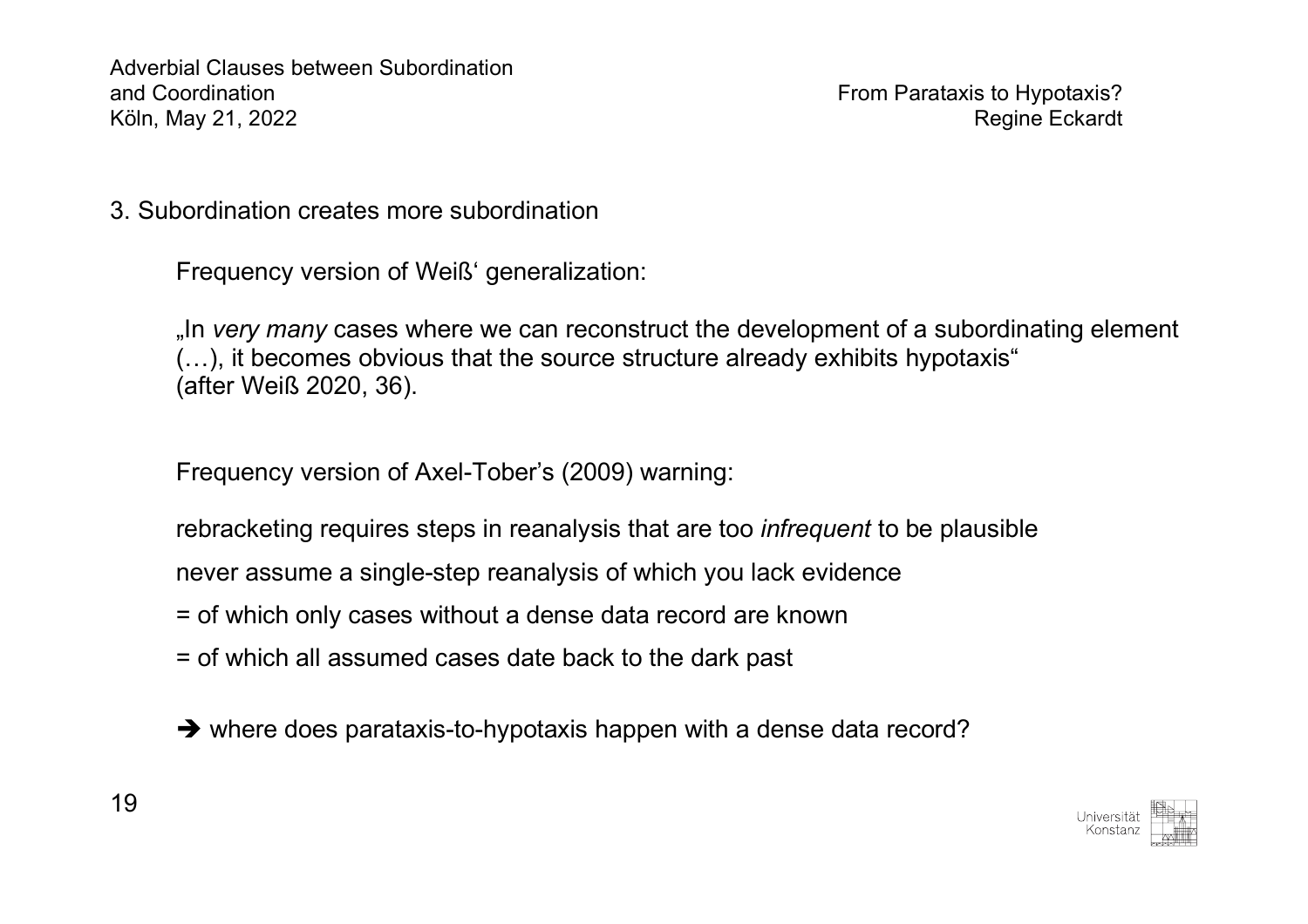## 3. Subordination creates more subordination

Frequency version of Weiß' generalization:

„In *very many* cases where we can reconstruct the development of a subordinating element (…), it becomes obvious that the source structure already exhibits hypotaxis" (after Weiß 2020, 36).

Frequency version of Axel-Tober's (2009) warning:

rebracketing requires steps in reanalysis that are too *infrequent* to be plausible

never assume a single-step reanalysis of which you lack evidence

= of which only cases without a dense data record are known

= of which all assumed cases date back to the dark past

➔ where does parataxis-to-hypotaxis happen with a dense data record?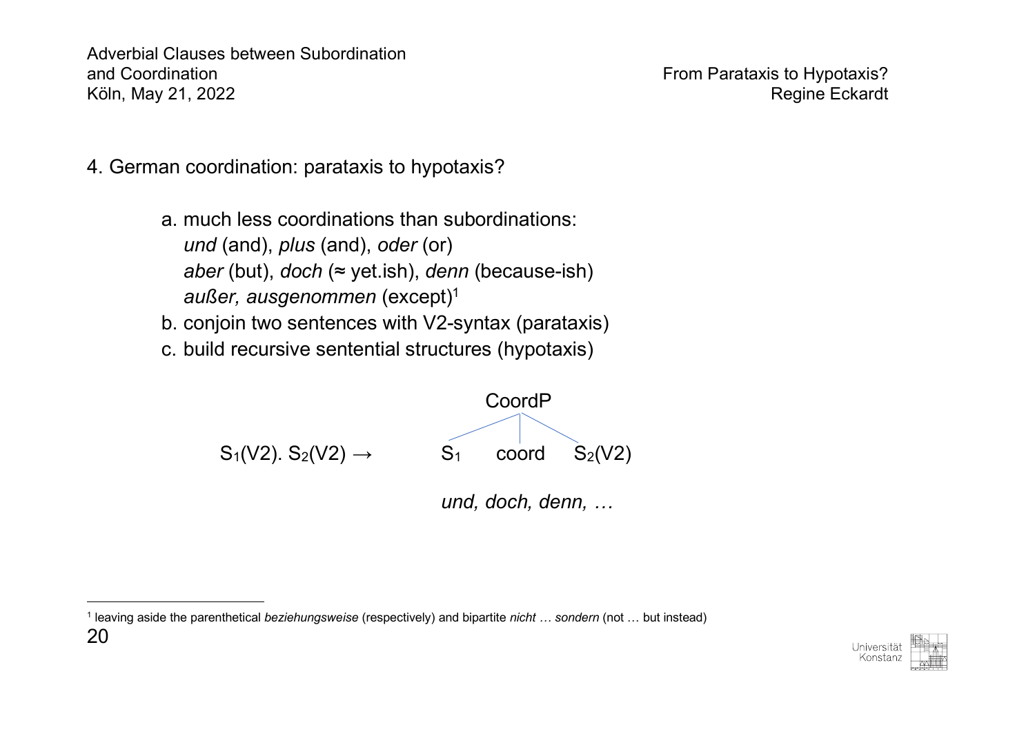## 4. German coordination: parataxis to hypotaxis?

a. much less coordinations than subordinations:
   *und* (and), *plus* (and), *oder* (or)
   *aber* (but), *doch* (≈ yet.ish), *denn* (because-ish)
   *außer, ausgenommen* (except)[1]

b. conjoin two sentences with V2-syntax (parataxis)

c. build recursive sentential structures (hypotaxis)

$S_1$(V2). $S_2$(V2) → [CoordP $S_1$ coord $S_2$(V2)]

*und, doch, denn, …*

---

[1] leaving aside the parenthetical *beziehungsweise* (respectively) and bipartite *nicht … sondern* (not … but instead)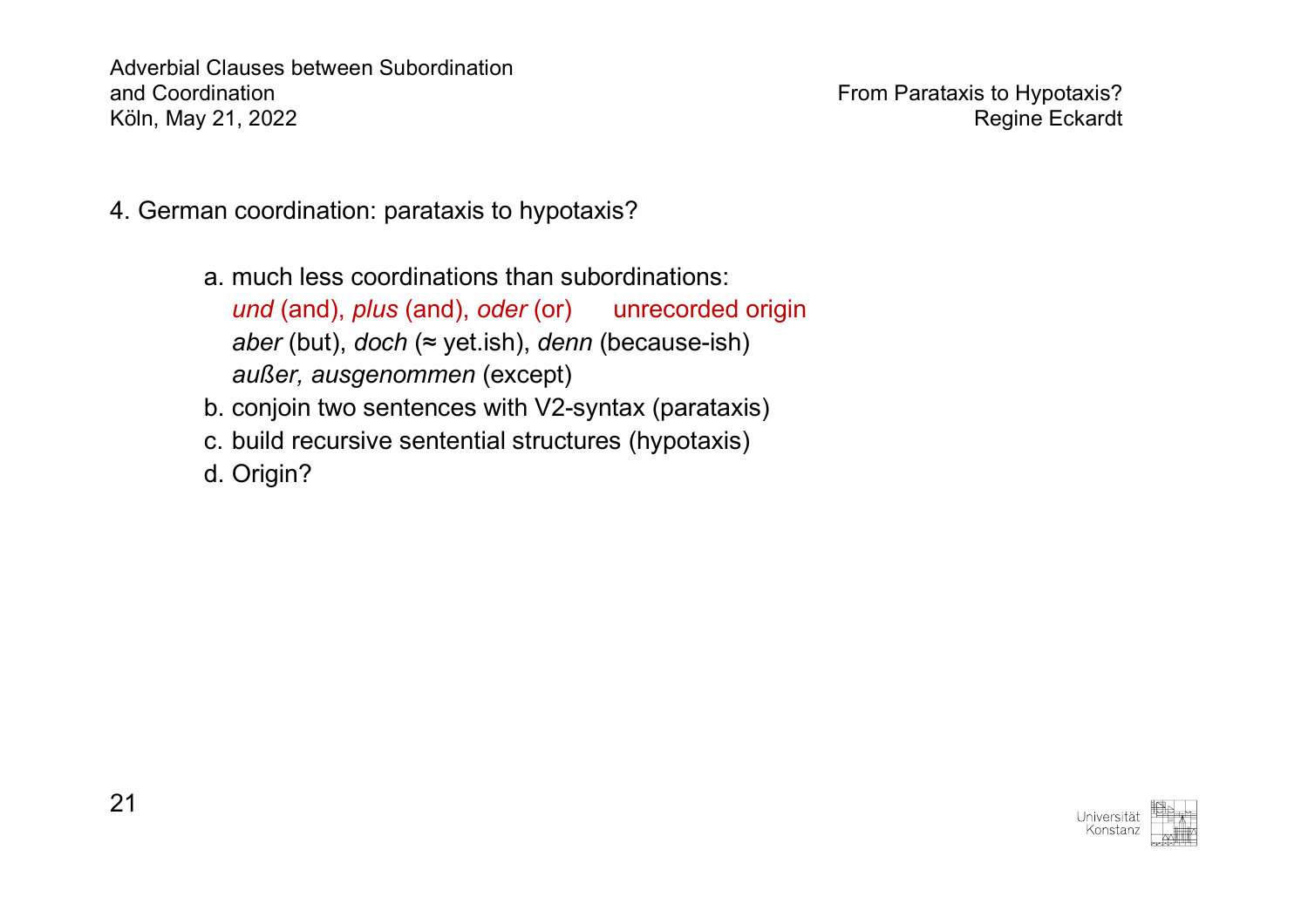## 4. German coordination: parataxis to hypotaxis?

a. much less coordinations than subordinations:
   *und* (and), *plus* (and), *oder* (or)      unrecorded origin
   *aber* (but), *doch* (≈ yet.ish), *denn* (because-ish)
   *außer, ausgenommen* (except)

b. conjoin two sentences with V2-syntax (parataxis)

c. build recursive sentential structures (hypotaxis)

d. Origin?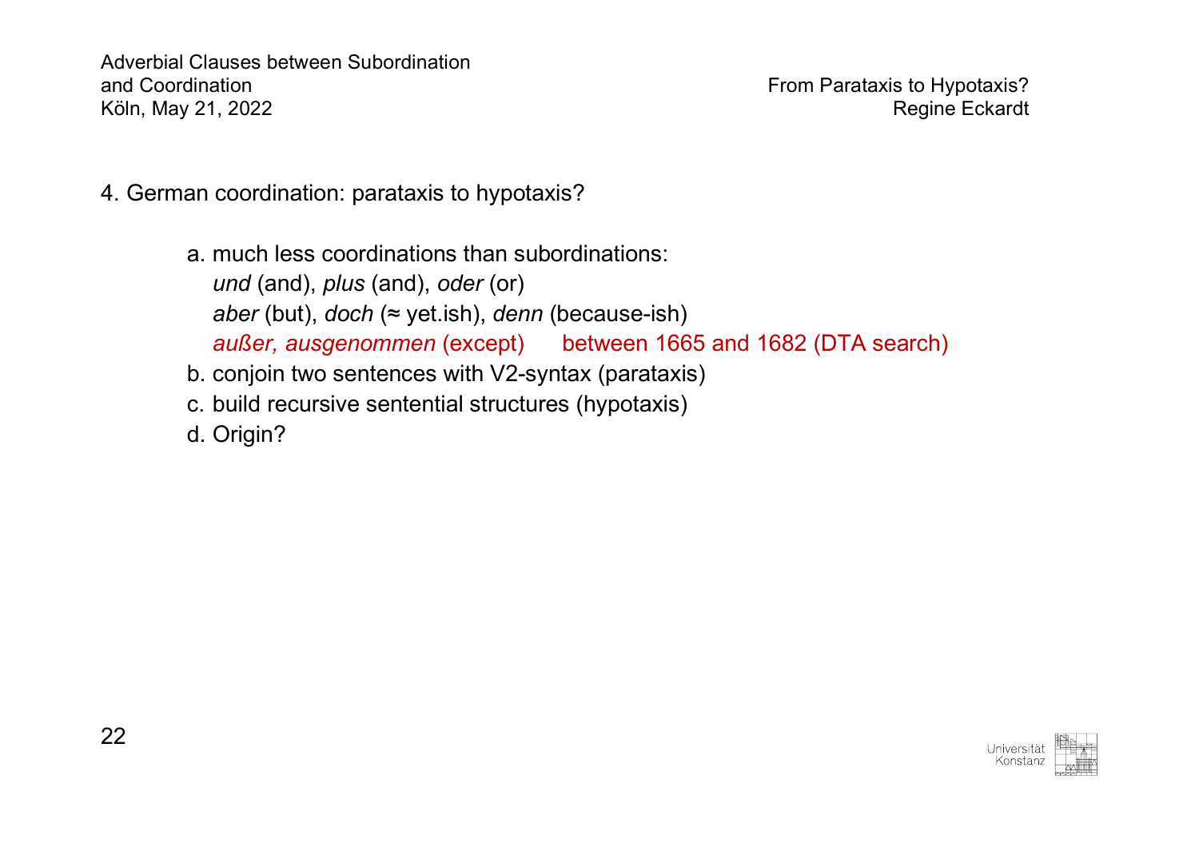4. German coordination: parataxis to hypotaxis?

a. much less coordinations than subordinations:
   *und* (and), *plus* (and), *oder* (or)
   *aber* (but), *doch* (≈ yet.ish), *denn* (because-ish)
   *außer, ausgenommen* (except)     between 1665 and 1682 (DTA search)

b. conjoin two sentences with V2-syntax (parataxis)

c. build recursive sentential structures (hypotaxis)

d. Origin?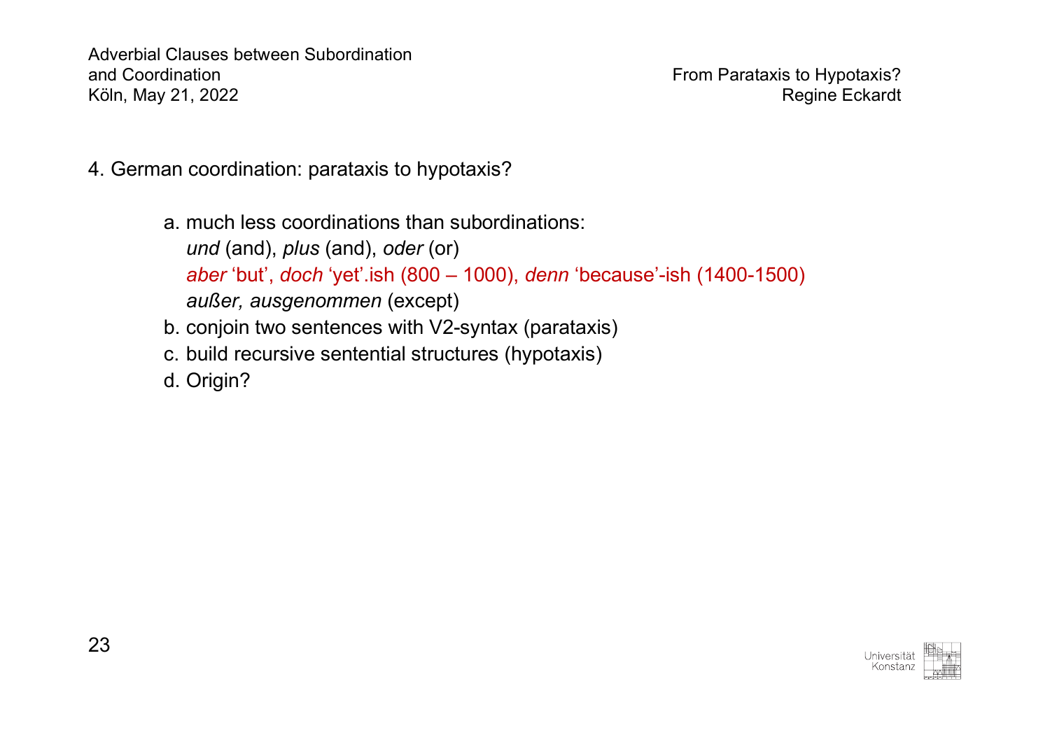## 4. German coordination: parataxis to hypotaxis?

a. much less coordinations than subordinations:
*und* (and), *plus* (and), *oder* (or)
*aber* 'but', *doch* 'yet'.ish (800 – 1000), *denn* 'because'-ish (1400-1500)
*außer, ausgenommen* (except)

b. conjoin two sentences with V2-syntax (parataxis)

c. build recursive sentential structures (hypotaxis)

d. Origin?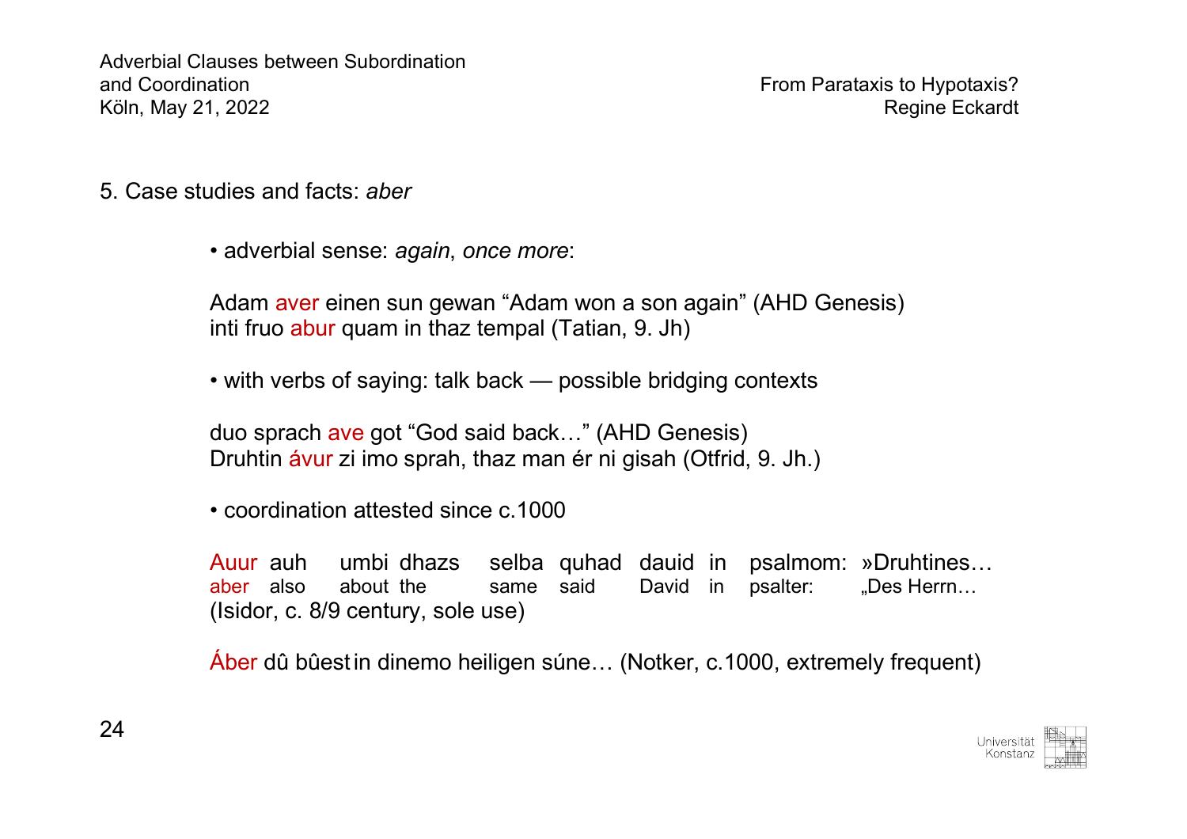## 5. Case studies and facts: *aber*

- adverbial sense: *again*, *once more*:

Adam aver einen sun gewan "Adam won a son again" (AHD Genesis)
inti fruo abur quam in thaz tempal (Tatian, 9. Jh)

- with verbs of saying: talk back — possible bridging contexts

duo sprach ave got "God said back…" (AHD Genesis)
Druhtin ávur zi imo sprah, thaz man ér ni gisah (Otfrid, 9. Jh.)

- coordination attested since c.1000

| Auur | auh | umbi | dhazs | selba | quhad | dauid | in | psalmom: | »Druhtines… |
|---|---|---|---|---|---|---|---|---|---|
| aber | also | about | the | same | said | David | in | psalter: | „Des Herrn… |

(Isidor, c. 8/9 century, sole use)

Áber dû bûest in dinemo heiligen súne… (Notker, c.1000, extremely frequent)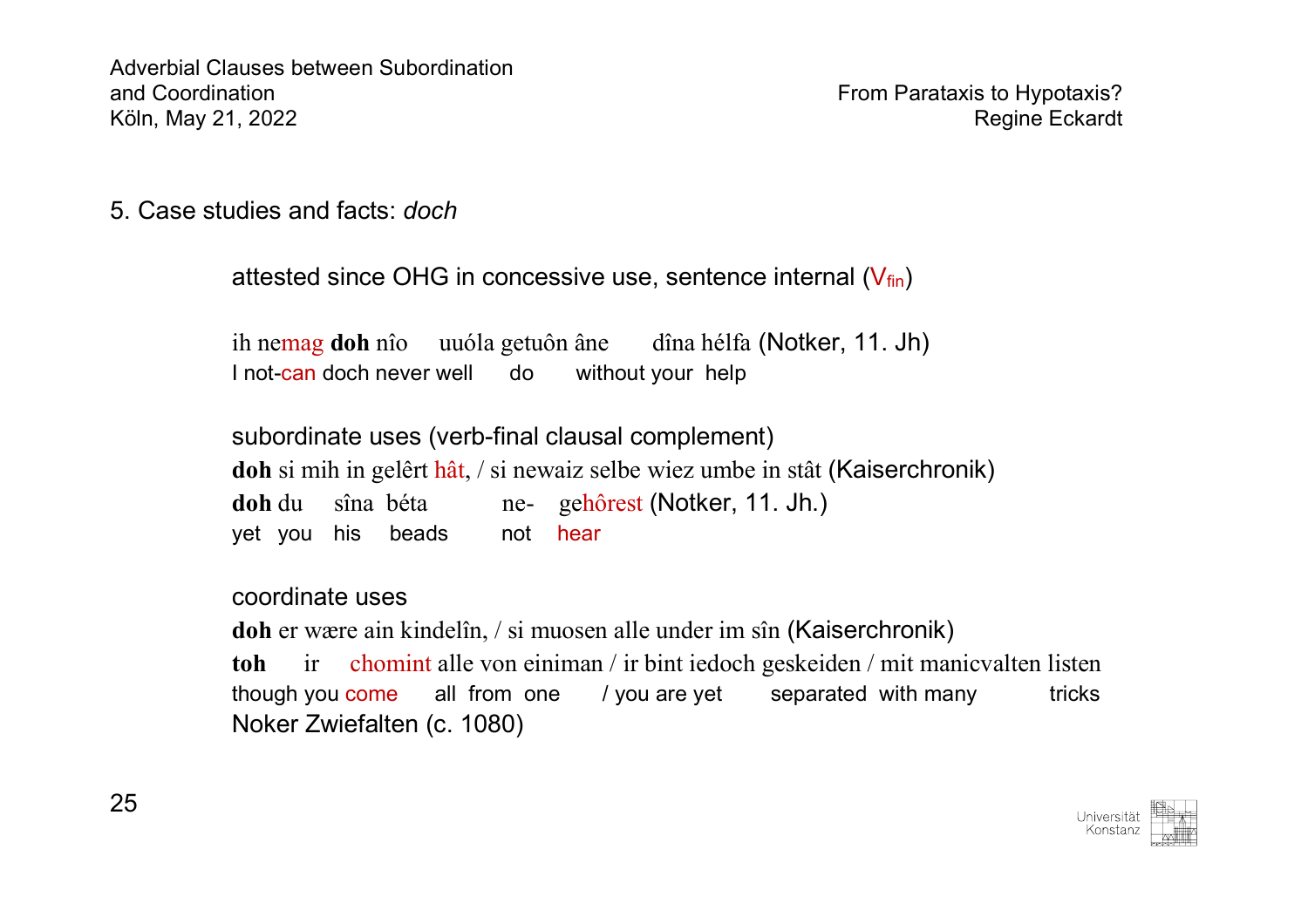## 5. Case studies and facts: *doch*

attested since OHG in concessive use, sentence internal ($V_{fin}$)

ih nemag **doh** nîo uuóla getuôn âne dîna hélfa (Notker, 11. Jh)
I not-can doch never well do without your help

subordinate uses (verb-final clausal complement)

**doh** si mih in gelêrt hât, / si newaiz selbe wiez umbe in stât (Kaiserchronik)

**doh** du sîna béta ne- gehôrest (Notker, 11. Jh.)
yet you his beads not hear

coordinate uses

**doh** er wære ain kindelîn, / si muosen alle under im sîn (Kaiserchronik)

**toh** ir chomint alle von einiman / ir bint iedoch geskeiden / mit manicvalten listen
though you come all from one / you are yet separated with many tricks
Noker Zwiefalten (c. 1080)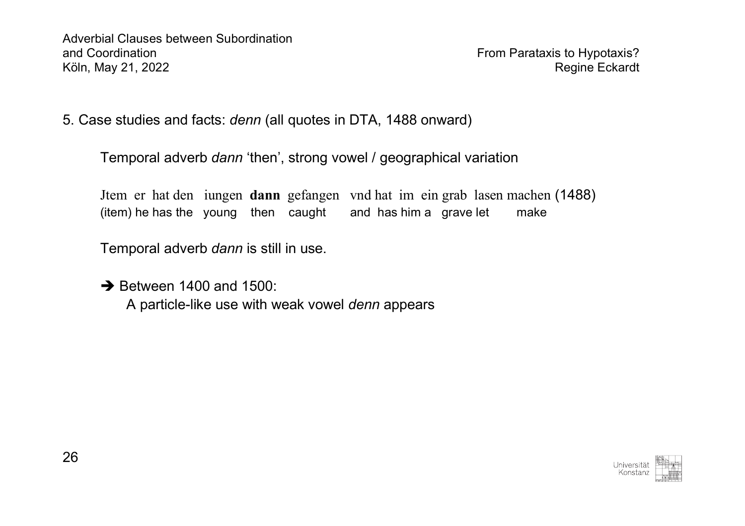## 5. Case studies and facts: *denn* (all quotes in DTA, 1488 onward)

Temporal adverb *dann* 'then', strong vowel / geographical variation

Jtem er hat den iungen **dann** gefangen vnd hat im ein grab lasen machen (1488)
(item) he has the young then caught and has him a grave let make

Temporal adverb *dann* is still in use.

➔ Between 1400 and 1500:
A particle-like use with weak vowel *denn* appears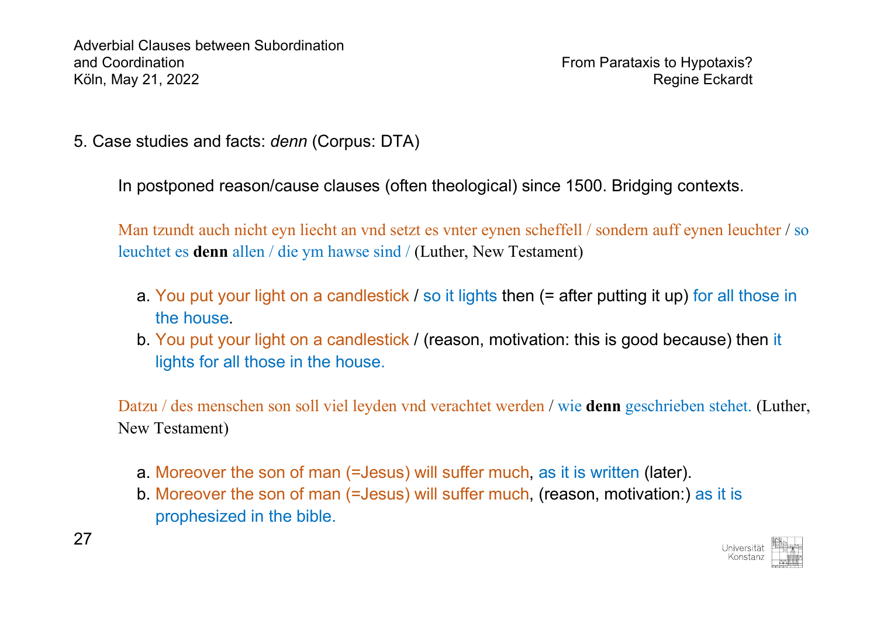## 5. Case studies and facts: *denn* (Corpus: DTA)

In postponed reason/cause clauses (often theological) since 1500. Bridging contexts.

Man tzundt auch nicht eyn liecht an vnd setzt es vnter eynen scheffell / sondern auff eynen leuchter / so leuchtet es **denn** allen / die ym hawse sind / (Luther, New Testament)

a. You put your light on a candlestick / so it lights then (= after putting it up) for all those in the house.
b. You put your light on a candlestick / (reason, motivation: this is good because) then it lights for all those in the house.

Datzu / des menschen son soll viel leyden vnd verachtet werden / wie **denn** geschrieben stehet. (Luther, New Testament)

a. Moreover the son of man (=Jesus) will suffer much, as it is written (later).
b. Moreover the son of man (=Jesus) will suffer much, (reason, motivation:) as it is prophesized in the bible.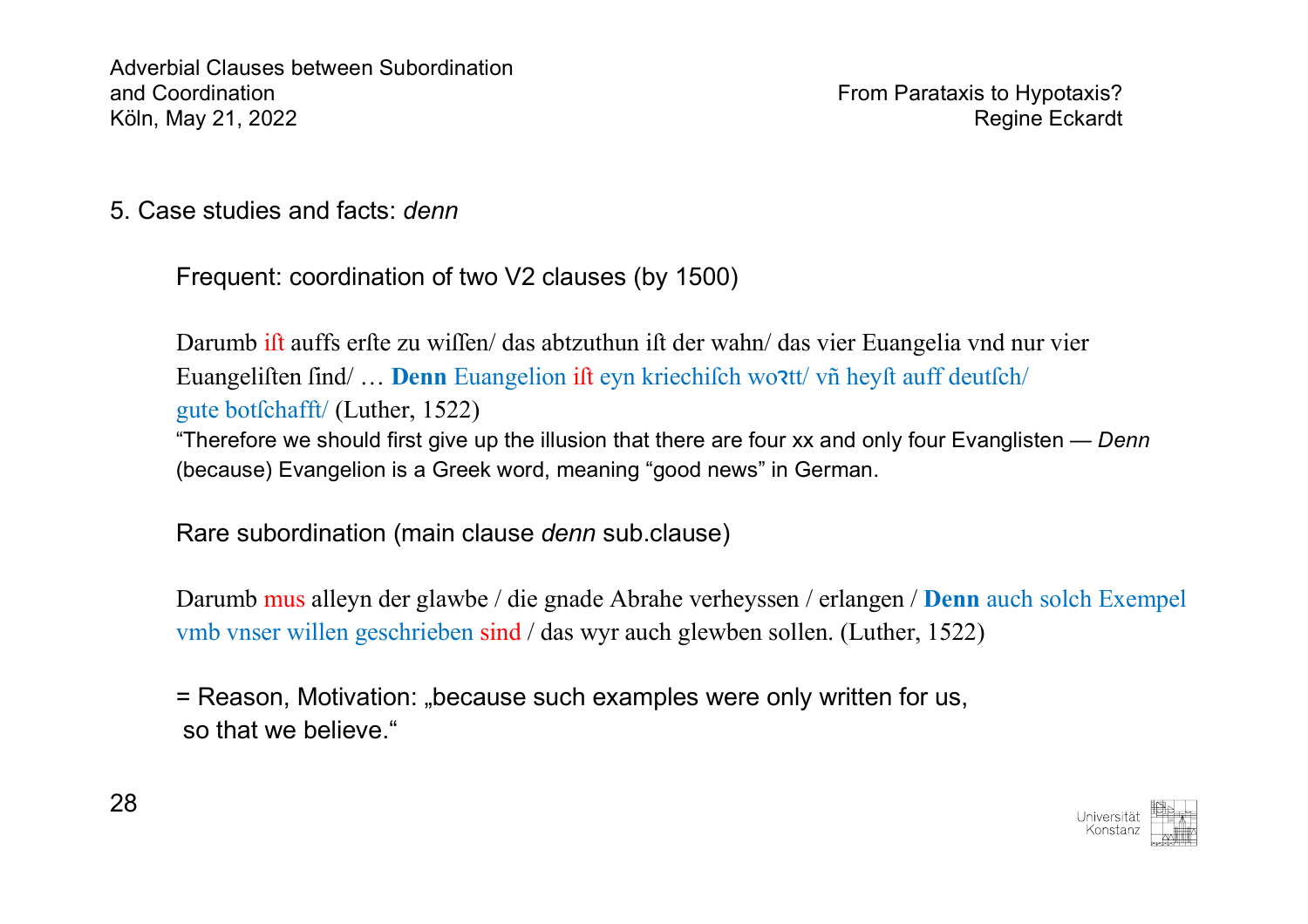## 5. Case studies and facts: *denn*

Frequent: coordination of two V2 clauses (by 1500)

Darumb iſt auffs erſte zu wiſſen/ das abtzuthun iſt der wahn/ das vier Euangelia vnd nur vier Euangeliſten ſind/ … **Denn** Euangelion iſt eyn kriechiſch woꝛtt/ vñ heyſt auff deutſch/ gute botſchafft/ (Luther, 1522)

"Therefore we should first give up the illusion that there are four xx and only four Evanglisten — *Denn* (because) Evangelion is a Greek word, meaning "good news" in German.

Rare subordination (main clause *denn* sub.clause)

Darumb mus alleyn der glawbe / die gnade Abrahe verheyssen / erlangen / **Denn** auch solch Exempel vmb vnser willen geschrieben sind / das wyr auch glewben sollen. (Luther, 1522)

= Reason, Motivation: „because such examples were only written for us, so that we believe."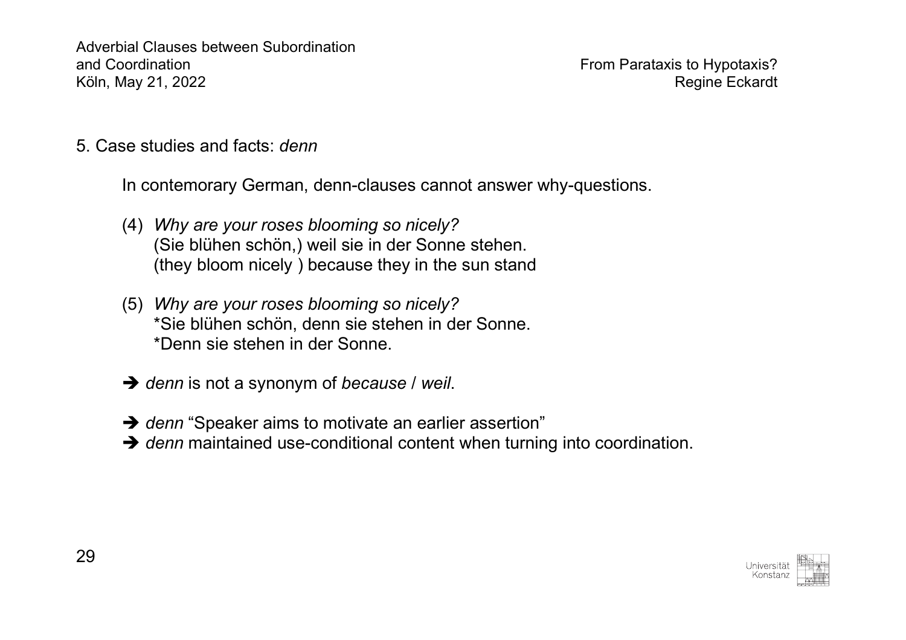## 5. Case studies and facts: *denn*

In contemorary German, denn-clauses cannot answer why-questions.

(4) *Why are your roses blooming so nicely?*
(Sie blühen schön,) weil sie in der Sonne stehen.
(they bloom nicely ) because they in the sun stand

(5) *Why are your roses blooming so nicely?*
*Sie blühen schön, denn sie stehen in der Sonne.
*Denn sie stehen in der Sonne.

➔ *denn* is not a synonym of *because* / *weil*.

➔ *denn* "Speaker aims to motivate an earlier assertion"
➔ *denn* maintained use-conditional content when turning into coordination.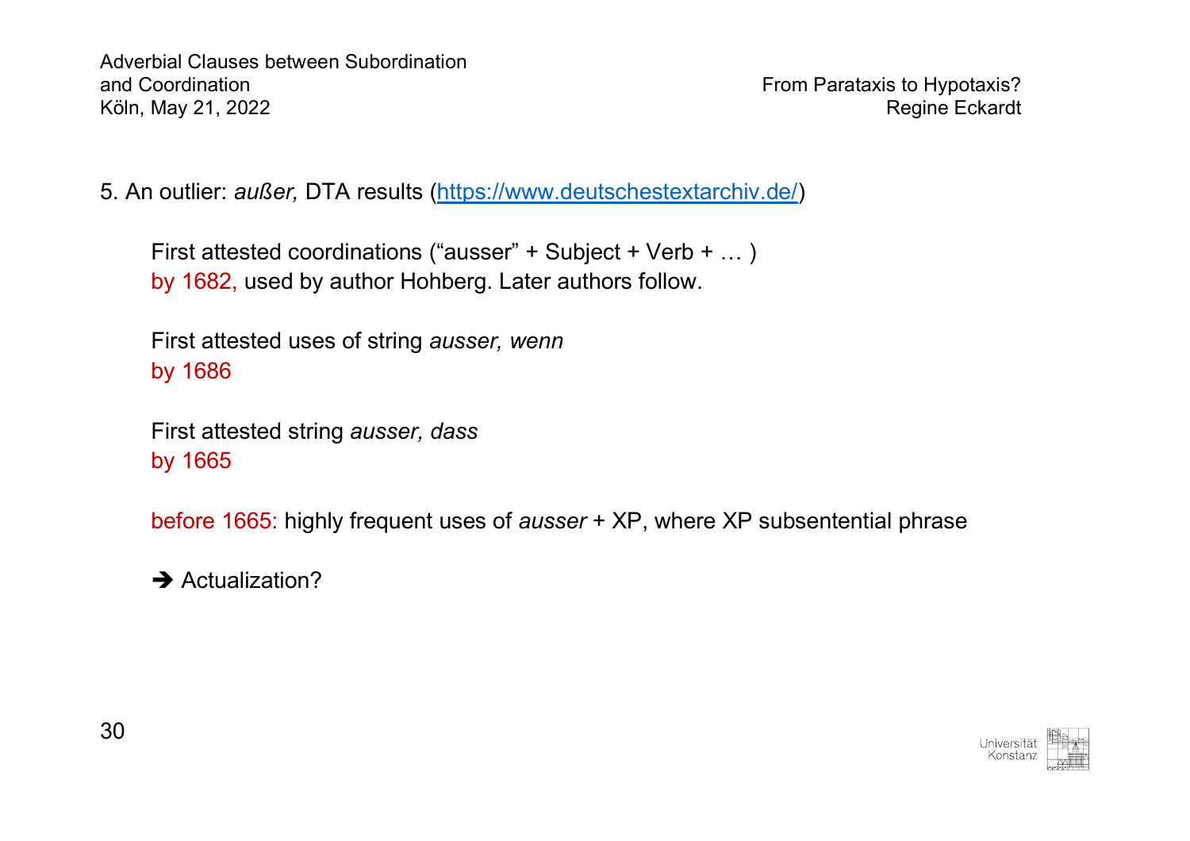## 5. An outlier: *außer,* DTA results (https://www.deutschestextarchiv.de/)

First attested coordinations ("ausser" + Subject + Verb + … )
by 1682, used by author Hohberg. Later authors follow.

First attested uses of string *ausser, wenn*
by 1686

First attested string *ausser, dass*
by 1665

before 1665: highly frequent uses of *ausser* + XP, where XP subsentential phrase

➔ Actualization?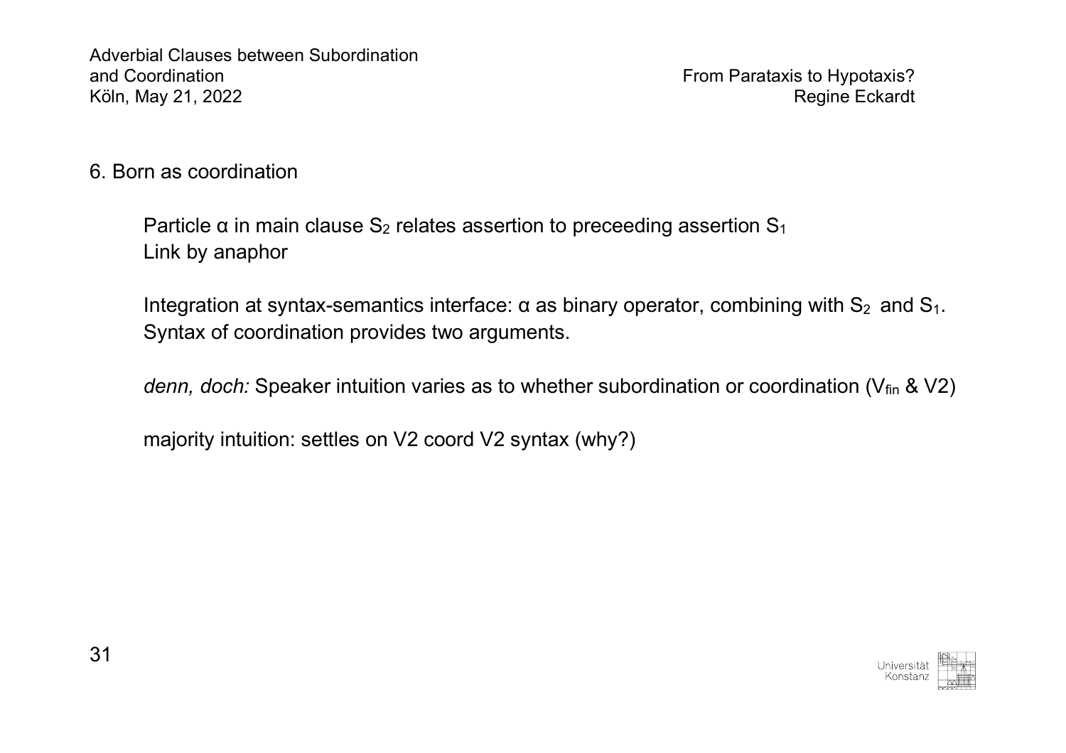## 6. Born as coordination

Particle α in main clause $S_2$ relates assertion to preceeding assertion $S_1$
Link by anaphor

Integration at syntax-semantics interface: α as binary operator, combining with $S_2$ and $S_1$.
Syntax of coordination provides two arguments.

*denn, doch:* Speaker intuition varies as to whether subordination or coordination ($V_{fin}$ & V2)

majority intuition: settles on V2 coord V2 syntax (why?)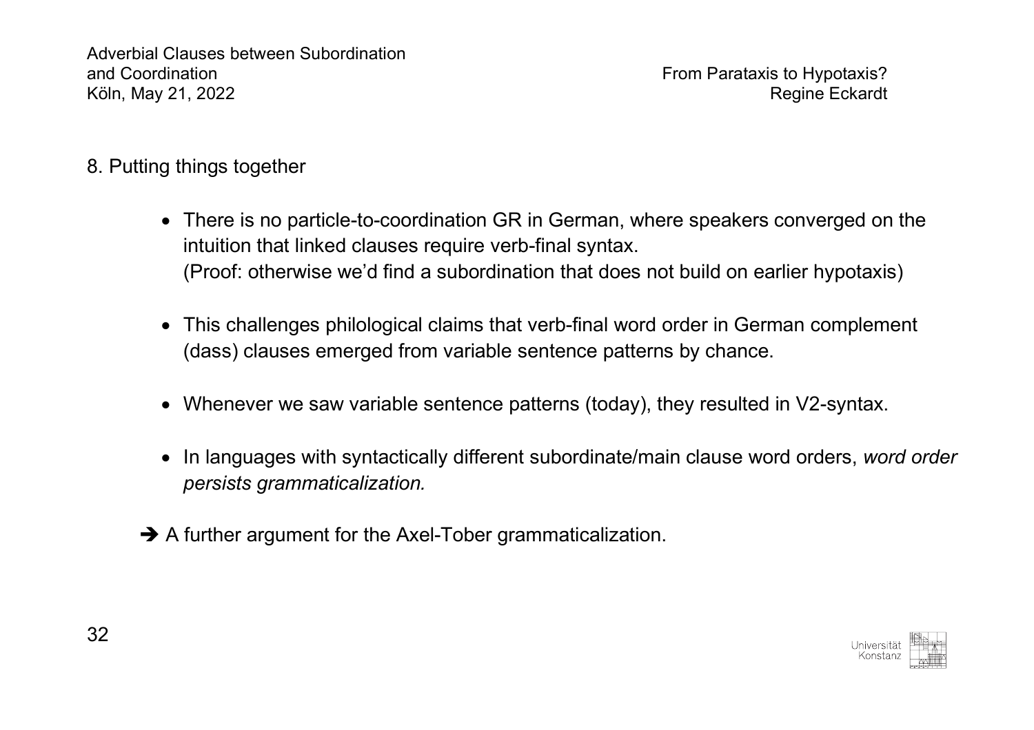## 8. Putting things together

- There is no particle-to-coordination GR in German, where speakers converged on the intuition that linked clauses require verb-final syntax.
  (Proof: otherwise we'd find a subordination that does not build on earlier hypotaxis)
- This challenges philological claims that verb-final word order in German complement (dass) clauses emerged from variable sentence patterns by chance.
- Whenever we saw variable sentence patterns (today), they resulted in V2-syntax.
- In languages with syntactically different subordinate/main clause word orders, *word order persists grammaticalization.*

➔ A further argument for the Axel-Tober grammaticalization.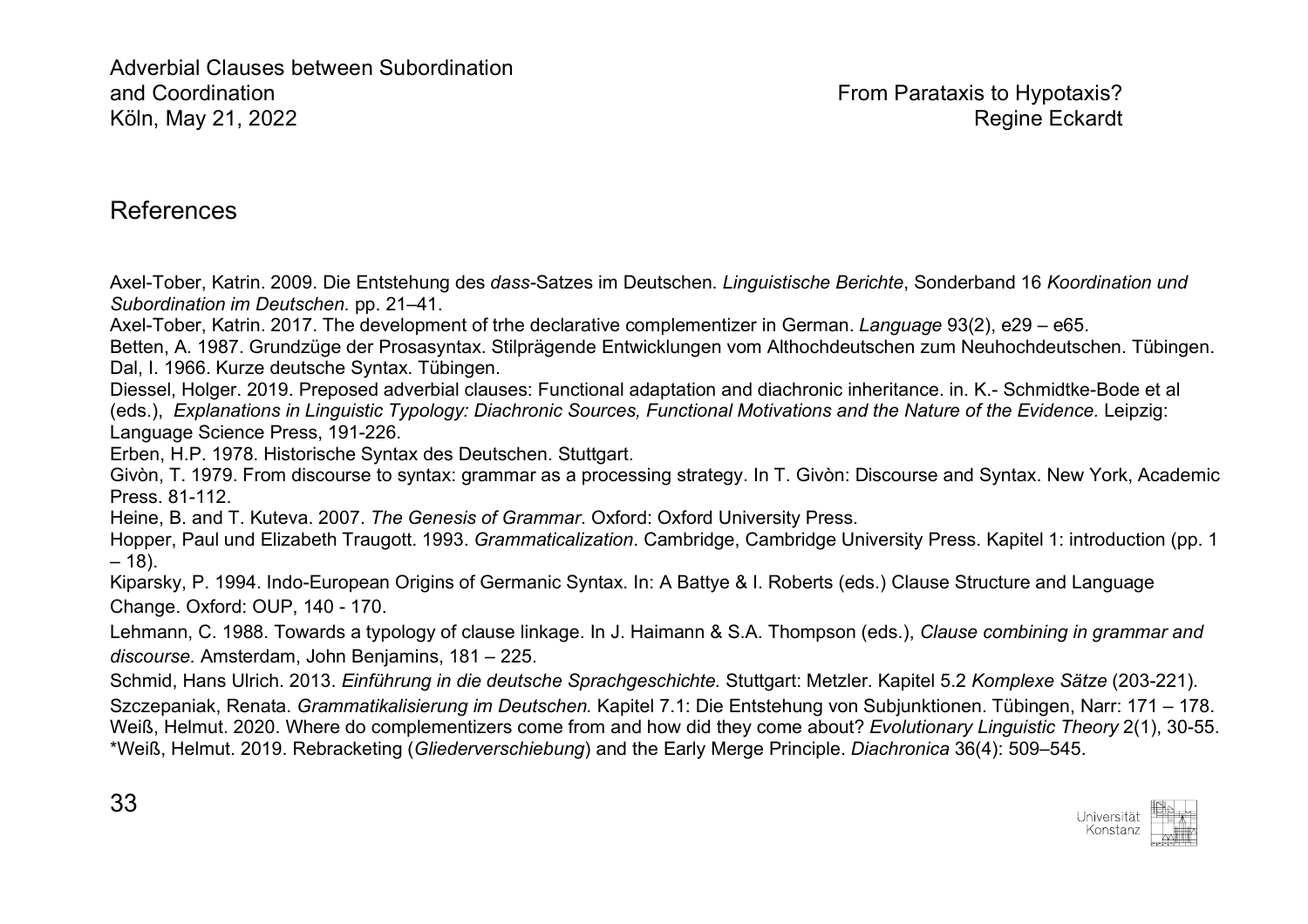## References

Axel-Tober, Katrin. 2009. Die Entstehung des *dass*-Satzes im Deutschen. *Linguistische Berichte*, Sonderband 16 *Koordination und Subordination im Deutschen.* pp. 21–41.

Axel-Tober, Katrin. 2017. The development of trhe declarative complementizer in German. *Language* 93(2), e29 – e65.

Betten, A. 1987. Grundzüge der Prosasyntax. Stilprägende Entwicklungen vom Althochdeutschen zum Neuhochdeutschen. Tübingen.

Dal, I. 1966. Kurze deutsche Syntax. Tübingen.

Diessel, Holger. 2019. Preposed adverbial clauses: Functional adaptation and diachronic inheritance. in. K.- Schmidtke-Bode et al (eds.), *Explanations in Linguistic Typology: Diachronic Sources, Functional Motivations and the Nature of the Evidence.* Leipzig: Language Science Press, 191-226.

Erben, H.P. 1978. Historische Syntax des Deutschen. Stuttgart.

Givòn, T. 1979. From discourse to syntax: grammar as a processing strategy. In T. Givòn: Discourse and Syntax. New York, Academic Press. 81-112.

Heine, B. and T. Kuteva. 2007. *The Genesis of Grammar*. Oxford: Oxford University Press.

Hopper, Paul und Elizabeth Traugott. 1993. *Grammaticalization*. Cambridge, Cambridge University Press. Kapitel 1: introduction (pp. 1 – 18).

Kiparsky, P. 1994. Indo-European Origins of Germanic Syntax. In: A Battye & I. Roberts (eds.) Clause Structure and Language Change. Oxford: OUP, 140 - 170.

Lehmann, C. 1988. Towards a typology of clause linkage. In J. Haimann & S.A. Thompson (eds.), *Clause combining in grammar and discourse.* Amsterdam, John Benjamins, 181 – 225.

Schmid, Hans Ulrich. 2013. *Einführung in die deutsche Sprachgeschichte.* Stuttgart: Metzler. Kapitel 5.2 *Komplexe Sätze* (203-221).

Szczepaniak, Renata. *Grammatikalisierung im Deutschen.* Kapitel 7.1: Die Entstehung von Subjunktionen. Tübingen, Narr: 171 – 178.

Weiß, Helmut. 2020. Where do complementizers come from and how did they come about? *Evolutionary Linguistic Theory* 2(1), 30-55.

*Weiß, Helmut. 2019. Rebracketing (*Gliederverschiebung*) and the Early Merge Principle. *Diachronica* 36(4): 509–545.